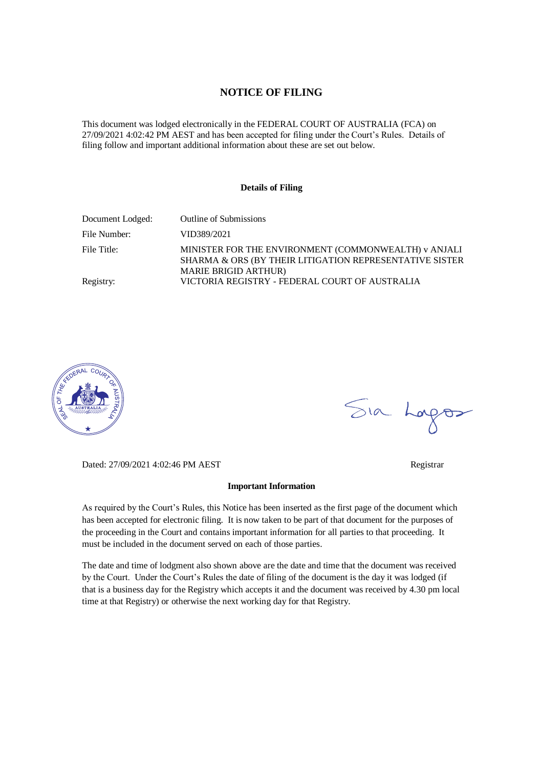# NOTICE OF FILING

This document was lodged electronically in the FEDERAL COURT OF AUSTRALIA (FCA) on 27/09/2021 4:02:42 PM AEST and has been accepted for filing under the Court's Rules. Details of filing follow and important additional information about these are set out below.

**Details of Filing**

| | |
|---|---|
| Document Lodged: | Outline of Submissions |
| File Number: | VID389/2021 |
| File Title: | MINISTER FOR THE ENVIRONMENT (COMMONWEALTH) v ANJALI SHARMA & ORS (BY THEIR LITIGATION REPRESENTATIVE SISTER MARIE BRIGID ARTHUR) |
| Registry: | VICTORIA REGISTRY - FEDERAL COURT OF AUSTRALIA |

Dated: 27/09/2021 4:02:46 PM AEST

Registrar

**Important Information**

As required by the Court's Rules, this Notice has been inserted as the first page of the document which has been accepted for electronic filing. It is now taken to be part of that document for the purposes of the proceeding in the Court and contains important information for all parties to that proceeding. It must be included in the document served on each of those parties.

The date and time of lodgment also shown above are the date and time that the document was received by the Court. Under the Court's Rules the date of filing of the document is the day it was lodged (if that is a business day for the Registry which accepts it and the document was received by 4.30 pm local time at that Registry) or otherwise the next working day for that Registry.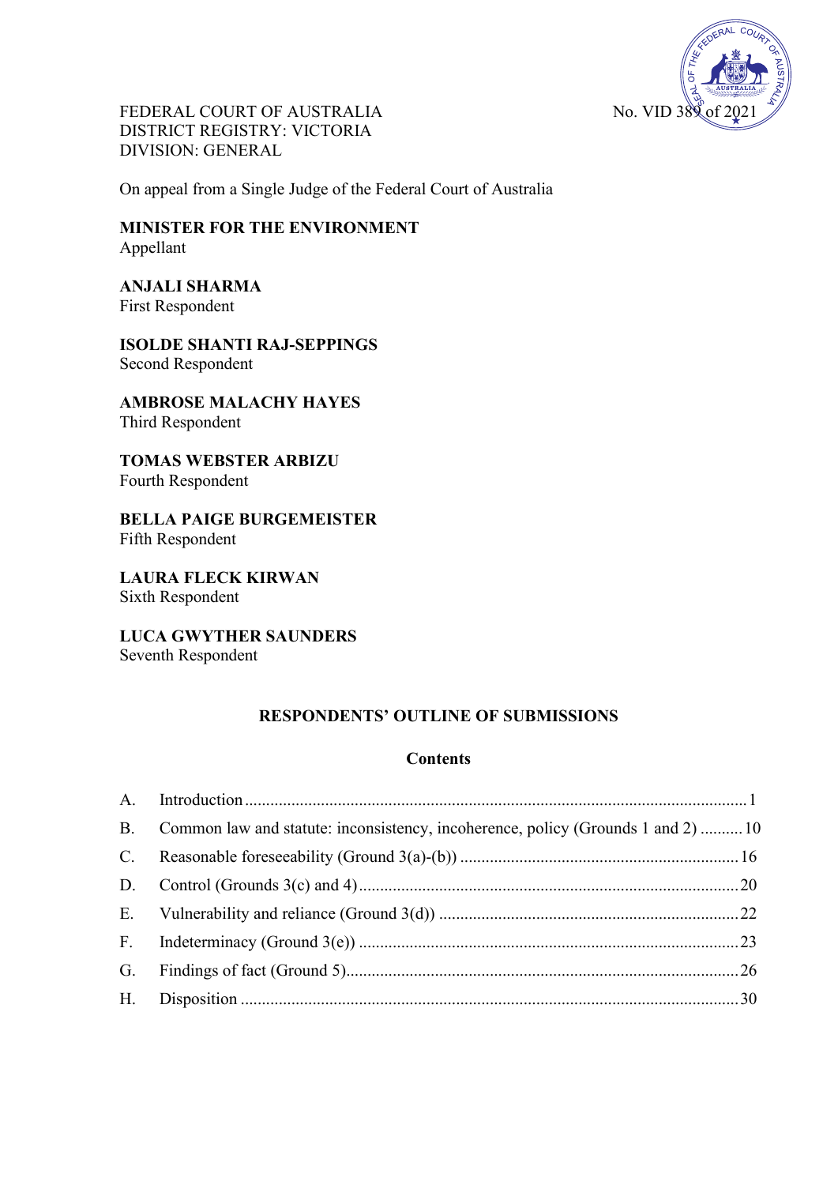FEDERAL COURT OF AUSTRALIA
DISTRICT REGISTRY: VICTORIA
DIVISION: GENERAL

No. VID 389 of 2021

On appeal from a Single Judge of the Federal Court of Australia

**MINISTER FOR THE ENVIRONMENT**
Appellant

**ANJALI SHARMA**
First Respondent

**ISOLDE SHANTI RAJ-SEPPINGS**
Second Respondent

**AMBROSE MALACHY HAYES**
Third Respondent

**TOMAS WEBSTER ARBIZU**
Fourth Respondent

**BELLA PAIGE BURGEMEISTER**
Fifth Respondent

**LAURA FLECK KIRWAN**
Sixth Respondent

**LUCA GWYTHER SAUNDERS**
Seventh Respondent

## RESPONDENTS' OUTLINE OF SUBMISSIONS

### Contents

| | | |
|---|---|---|
| A. | Introduction | 1 |
| B. | Common law and statute: inconsistency, incoherence, policy (Grounds 1 and 2) | 10 |
| C. | Reasonable foreseeability (Ground 3(a)-(b)) | 16 |
| D. | Control (Grounds 3(c) and 4) | 20 |
| E. | Vulnerability and reliance (Ground 3(d)) | 22 |
| F. | Indeterminacy (Ground 3(e)) | 23 |
| G. | Findings of fact (Ground 5) | 26 |
| H. | Disposition | 30 |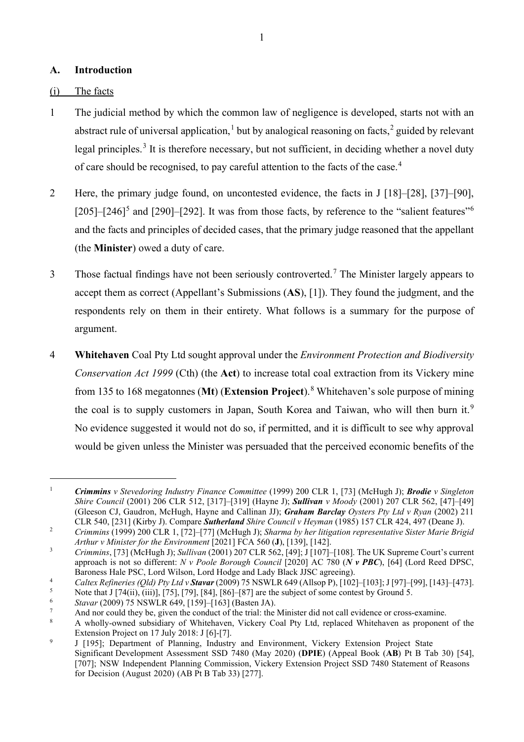## A. Introduction

### (i) The facts

1 The judicial method by which the common law of negligence is developed, starts not with an abstract rule of universal application,[1] but by analogical reasoning on facts,[2] guided by relevant legal principles.[3] It is therefore necessary, but not sufficient, in deciding whether a novel duty of care should be recognised, to pay careful attention to the facts of the case.[4]

2 Here, the primary judge found, on uncontested evidence, the facts in J [18]–[28], [37]–[90], [205]–[246][5] and [290]–[292]. It was from those facts, by reference to the "salient features"[6] and the facts and principles of decided cases, that the primary judge reasoned that the appellant (the **Minister**) owed a duty of care.

3 Those factual findings have not been seriously controverted.[7] The Minister largely appears to accept them as correct (Appellant's Submissions (**AS**), [1]). They found the judgment, and the respondents rely on them in their entirety. What follows is a summary for the purpose of argument.

4 **Whitehaven** Coal Pty Ltd sought approval under the *Environment Protection and Biodiversity Conservation Act 1999* (Cth) (the **Act**) to increase total coal extraction from its Vickery mine from 135 to 168 megatonnes (**Mt**) (**Extension Project**).[8] Whitehaven's sole purpose of mining the coal is to supply customers in Japan, South Korea and Taiwan, who will then burn it.[9] No evidence suggested it would not do so, if permitted, and it is difficult to see why approval would be given unless the Minister was persuaded that the perceived economic benefits of the

---

[1] ***Crimmins*** *v Stevedoring Industry Finance Committee* (1999) 200 CLR 1, [73] (McHugh J); ***Brodie*** *v Singleton Shire Council* (2001) 206 CLR 512, [317]–[319] (Hayne J); ***Sullivan*** *v Moody* (2001) 207 CLR 562, [47]–[49] (Gleeson CJ, Gaudron, McHugh, Hayne and Callinan JJ); ***Graham Barclay*** *Oysters Pty Ltd v Ryan* (2002) 211 CLR 540, [231] (Kirby J). Compare ***Sutherland*** *Shire Council v Heyman* (1985) 157 CLR 424, 497 (Deane J).

[2] *Crimmins* (1999) 200 CLR 1, [72]–[77] (McHugh J); *Sharma by her litigation representative Sister Marie Brigid Arthur v Minister for the Environment* [2021] FCA 560 (**J**), [139], [142].

[3] *Crimmins*, [73] (McHugh J); *Sullivan* (2001) 207 CLR 562, [49]; J [107]–[108]. The UK Supreme Court's current approach is not so different: *N v Poole Borough Council* [2020] AC 780 (***N v PBC***), [64] (Lord Reed DPSC, Baroness Hale PSC, Lord Wilson, Lord Hodge and Lady Black JJSC agreeing).

[4] *Caltex Refineries (Qld) Pty Ltd v* ***Stavar*** (2009) 75 NSWLR 649 (Allsop P), [102]–[103]; J [97]–[99], [143]–[473].

[5] Note that J [74(ii), (iii)], [75], [79], [84], [86]–[87] are the subject of some contest by Ground 5.

[6] *Stavar* (2009) 75 NSWLR 649, [159]–[163] (Basten JA).

[7] And nor could they be, given the conduct of the trial: the Minister did not call evidence or cross-examine.

[8] A wholly-owned subsidiary of Whitehaven, Vickery Coal Pty Ltd, replaced Whitehaven as proponent of the Extension Project on 17 July 2018: J [6]-[7].

[9] J [195]; Department of Planning, Industry and Environment, Vickery Extension Project State Significant Development Assessment SSD 7480 (May 2020) (**DPIE**) (Appeal Book (**AB**) Pt B Tab 30) [54], [707]; NSW Independent Planning Commission, Vickery Extension Project SSD 7480 Statement of Reasons for Decision (August 2020) (AB Pt B Tab 33) [277].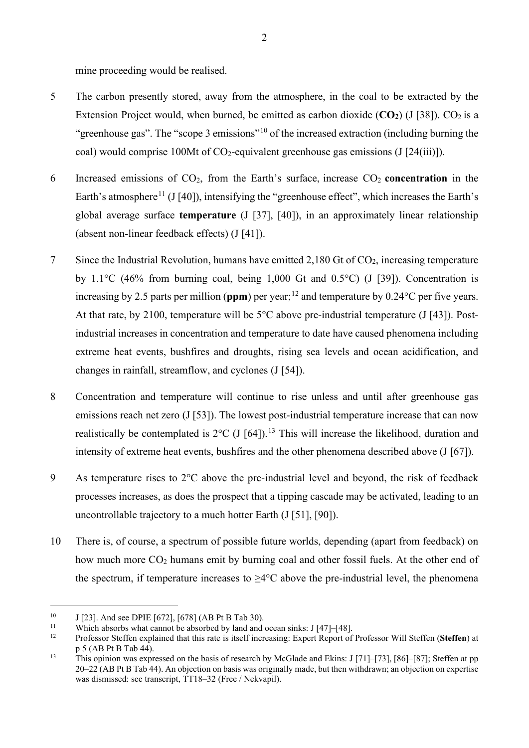mine proceeding would be realised.

5 The carbon presently stored, away from the atmosphere, in the coal to be extracted by the Extension Project would, when burned, be emitted as carbon dioxide (**$CO_2$**) (J [38]). $CO_2$ is a "greenhouse gas". The "scope 3 emissions"[10] of the increased extraction (including burning the coal) would comprise 100Mt of $CO_2$-equivalent greenhouse gas emissions (J [24(iii)]).

6 Increased emissions of $CO_2$, from the Earth's surface, increase $CO_2$ **concentration** in the Earth's atmosphere[11] (J [40]), intensifying the "greenhouse effect", which increases the Earth's global average surface **temperature** (J [37], [40]), in an approximately linear relationship (absent non-linear feedback effects) (J [41]).

7 Since the Industrial Revolution, humans have emitted 2,180 Gt of $CO_2$, increasing temperature by 1.1°C (46% from burning coal, being 1,000 Gt and 0.5°C) (J [39]). Concentration is increasing by 2.5 parts per million (**ppm**) per year;[12] and temperature by 0.24°C per five years. At that rate, by 2100, temperature will be 5°C above pre-industrial temperature (J [43]). Post-industrial increases in concentration and temperature to date have caused phenomena including extreme heat events, bushfires and droughts, rising sea levels and ocean acidification, and changes in rainfall, streamflow, and cyclones (J [54]).

8 Concentration and temperature will continue to rise unless and until after greenhouse gas emissions reach net zero (J [53]). The lowest post-industrial temperature increase that can now realistically be contemplated is 2°C (J [64]).[13] This will increase the likelihood, duration and intensity of extreme heat events, bushfires and the other phenomena described above (J [67]).

9 As temperature rises to 2°C above the pre-industrial level and beyond, the risk of feedback processes increases, as does the prospect that a tipping cascade may be activated, leading to an uncontrollable trajectory to a much hotter Earth (J [51], [90]).

10 There is, of course, a spectrum of possible future worlds, depending (apart from feedback) on how much more $CO_2$ humans emit by burning coal and other fossil fuels. At the other end of the spectrum, if temperature increases to ≥4°C above the pre-industrial level, the phenomena

---

[10] J [23]. And see DPIE [672], [678] (AB Pt B Tab 30).

[11] Which absorbs what cannot be absorbed by land and ocean sinks: J [47]–[48].

[12] Professor Steffen explained that this rate is itself increasing: Expert Report of Professor Will Steffen (**Steffen**) at p 5 (AB Pt B Tab 44).

[13] This opinion was expressed on the basis of research by McGlade and Ekins: J [71]–[73], [86]–[87]; Steffen at pp 20–22 (AB Pt B Tab 44). An objection on basis was originally made, but then withdrawn; an objection on expertise was dismissed: see transcript, TT18–32 (Free / Nekvapil).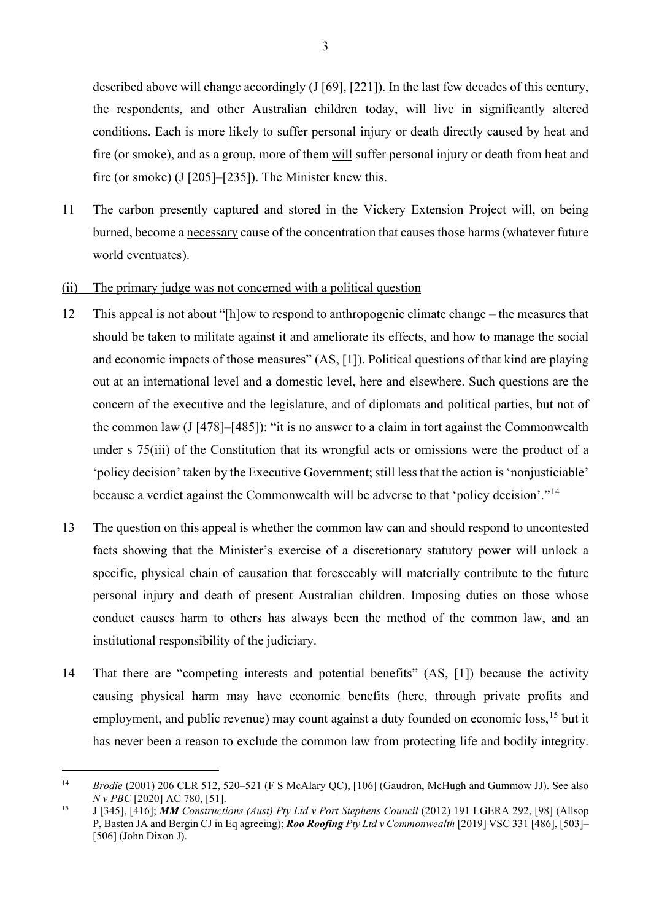described above will change accordingly (J [69], [221]). In the last few decades of this century, the respondents, and other Australian children today, will live in significantly altered conditions. Each is more <u>likely</u> to suffer personal injury or death directly caused by heat and fire (or smoke), and as a group, more of them <u>will</u> suffer personal injury or death from heat and fire (or smoke) (J [205]–[235]). The Minister knew this.

11 The carbon presently captured and stored in the Vickery Extension Project will, on being burned, become a <u>necessary</u> cause of the concentration that causes those harms (whatever future world eventuates).

<u>(ii) The primary judge was not concerned with a political question</u>

12 This appeal is not about "[h]ow to respond to anthropogenic climate change – the measures that should be taken to militate against it and ameliorate its effects, and how to manage the social and economic impacts of those measures" (AS, [1]). Political questions of that kind are playing out at an international level and a domestic level, here and elsewhere. Such questions are the concern of the executive and the legislature, and of diplomats and political parties, but not of the common law (J [478]–[485]): "it is no answer to a claim in tort against the Commonwealth under s 75(iii) of the Constitution that its wrongful acts or omissions were the product of a 'policy decision' taken by the Executive Government; still less that the action is 'nonjusticiable' because a verdict against the Commonwealth will be adverse to that 'policy decision'."[14]

13 The question on this appeal is whether the common law can and should respond to uncontested facts showing that the Minister's exercise of a discretionary statutory power will unlock a specific, physical chain of causation that foreseeably will materially contribute to the future personal injury and death of present Australian children. Imposing duties on those whose conduct causes harm to others has always been the method of the common law, and an institutional responsibility of the judiciary.

14 That there are "competing interests and potential benefits" (AS, [1]) because the activity causing physical harm may have economic benefits (here, through private profits and employment, and public revenue) may count against a duty founded on economic loss,[15] but it has never been a reason to exclude the common law from protecting life and bodily integrity.

---

[14] *Brodie* (2001) 206 CLR 512, 520–521 (F S McAlary QC), [106] (Gaudron, McHugh and Gummow JJ). See also *N v PBC* [2020] AC 780, [51].

[15] J [345], [416]; ***MM** Constructions (Aust) Pty Ltd v Port Stephens Council* (2012) 191 LGERA 292, [98] (Allsop P, Basten JA and Bergin CJ in Eq agreeing); ***Roo Roofing** Pty Ltd v Commonwealth* [2019] VSC 331 [486], [503]–[506] (John Dixon J).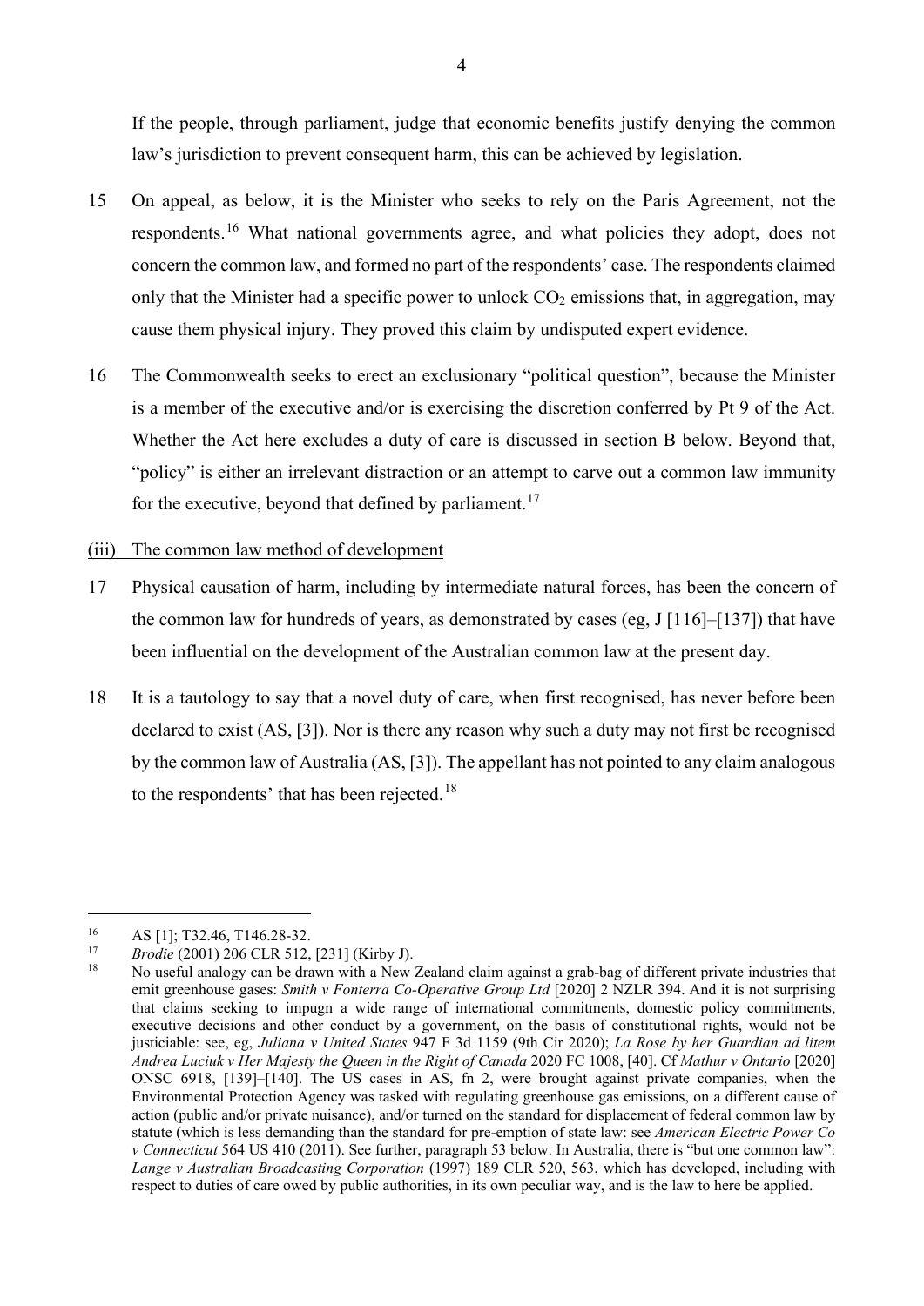If the people, through parliament, judge that economic benefits justify denying the common law's jurisdiction to prevent consequent harm, this can be achieved by legislation.

15 On appeal, as below, it is the Minister who seeks to rely on the Paris Agreement, not the respondents.[16] What national governments agree, and what policies they adopt, does not concern the common law, and formed no part of the respondents' case. The respondents claimed only that the Minister had a specific power to unlock $CO_2$ emissions that, in aggregation, may cause them physical injury. They proved this claim by undisputed expert evidence.

16 The Commonwealth seeks to erect an exclusionary "political question", because the Minister is a member of the executive and/or is exercising the discretion conferred by Pt 9 of the Act. Whether the Act here excludes a duty of care is discussed in section B below. Beyond that, "policy" is either an irrelevant distraction or an attempt to carve out a common law immunity for the executive, beyond that defined by parliament.[17]

(iii) The common law method of development

17 Physical causation of harm, including by intermediate natural forces, has been the concern of the common law for hundreds of years, as demonstrated by cases (eg, J [116]–[137]) that have been influential on the development of the Australian common law at the present day.

18 It is a tautology to say that a novel duty of care, when first recognised, has never before been declared to exist (AS, [3]). Nor is there any reason why such a duty may not first be recognised by the common law of Australia (AS, [3]). The appellant has not pointed to any claim analogous to the respondents' that has been rejected.[18]

---

[16] AS [1]; T32.46, T146.28-32.

[17] *Brodie* (2001) 206 CLR 512, [231] (Kirby J).

[18] No useful analogy can be drawn with a New Zealand claim against a grab-bag of different private industries that emit greenhouse gases: *Smith v Fonterra Co-Operative Group Ltd* [2020] 2 NZLR 394. And it is not surprising that claims seeking to impugn a wide range of international commitments, domestic policy commitments, executive decisions and other conduct by a government, on the basis of constitutional rights, would not be justiciable: see, eg, *Juliana v United States* 947 F 3d 1159 (9th Cir 2020); *La Rose by her Guardian ad litem Andrea Luciuk v Her Majesty the Queen in the Right of Canada* 2020 FC 1008, [40]. Cf *Mathur v Ontario* [2020] ONSC 6918, [139]–[140]. The US cases in AS, fn 2, were brought against private companies, when the Environmental Protection Agency was tasked with regulating greenhouse gas emissions, on a different cause of action (public and/or private nuisance), and/or turned on the standard for displacement of federal common law by statute (which is less demanding than the standard for pre-emption of state law: see *American Electric Power Co v Connecticut* 564 US 410 (2011). See further, paragraph 53 below. In Australia, there is "but one common law": *Lange v Australian Broadcasting Corporation* (1997) 189 CLR 520, 563, which has developed, including with respect to duties of care owed by public authorities, in its own peculiar way, and is the law to here be applied.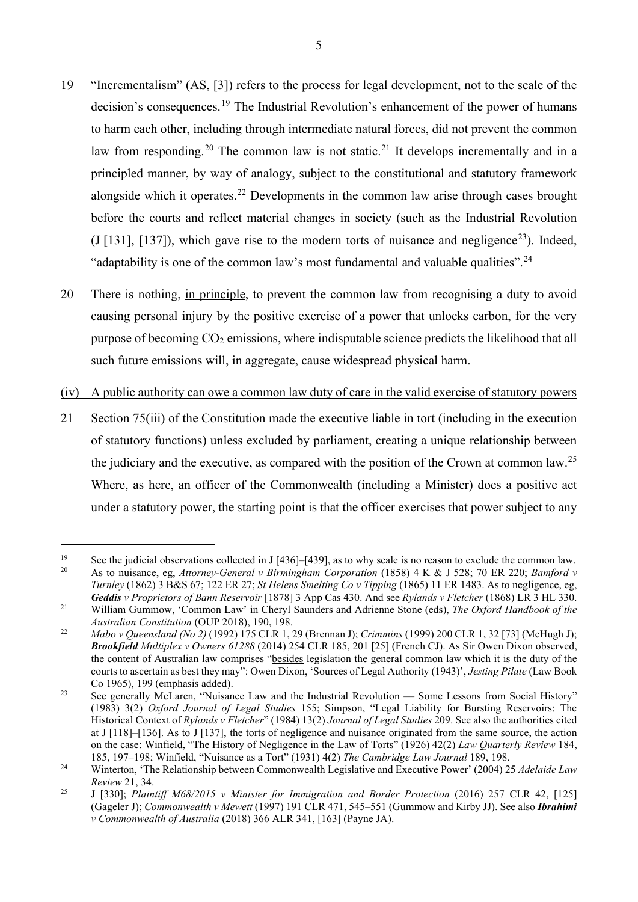19 "Incrementalism" (AS, [3]) refers to the process for legal development, not to the scale of the decision's consequences.[19] The Industrial Revolution's enhancement of the power of humans to harm each other, including through intermediate natural forces, did not prevent the common law from responding.[20] The common law is not static.[21] It develops incrementally and in a principled manner, by way of analogy, subject to the constitutional and statutory framework alongside which it operates.[22] Developments in the common law arise through cases brought before the courts and reflect material changes in society (such as the Industrial Revolution (J [131], [137]), which gave rise to the modern torts of nuisance and negligence[23]). Indeed, "adaptability is one of the common law's most fundamental and valuable qualities".[24]

20 There is nothing, <u>in principle</u>, to prevent the common law from recognising a duty to avoid causing personal injury by the positive exercise of a power that unlocks carbon, for the very purpose of becoming $CO_2$ emissions, where indisputable science predicts the likelihood that all such future emissions will, in aggregate, cause widespread physical harm.

<u>(iv) A public authority can owe a common law duty of care in the valid exercise of statutory powers</u>

21 Section 75(iii) of the Constitution made the executive liable in tort (including in the execution of statutory functions) unless excluded by parliament, creating a unique relationship between the judiciary and the executive, as compared with the position of the Crown at common law.[25] Where, as here, an officer of the Commonwealth (including a Minister) does a positive act under a statutory power, the starting point is that the officer exercises that power subject to any

---

[19] See the judicial observations collected in J [436]–[439], as to why scale is no reason to exclude the common law.

[20] As to nuisance, eg, *Attorney-General v Birmingham Corporation* (1858) 4 K & J 528; 70 ER 220; *Bamford v Turnley* (1862) 3 B&S 67; 122 ER 27; *St Helens Smelting Co v Tipping* (1865) 11 ER 1483. As to negligence, eg, ***Geddis*** *v Proprietors of Bann Reservoir* [1878] 3 App Cas 430. And see *Rylands v Fletcher* (1868) LR 3 HL 330.

[21] William Gummow, 'Common Law' in Cheryl Saunders and Adrienne Stone (eds), *The Oxford Handbook of the Australian Constitution* (OUP 2018), 190, 198.

[22] *Mabo v Queensland (No 2)* (1992) 175 CLR 1, 29 (Brennan J); *Crimmins* (1999) 200 CLR 1, 32 [73] (McHugh J); ***Brookfield*** *Multiplex v Owners 61288* (2014) 254 CLR 185, 201 [25] (French CJ). As Sir Owen Dixon observed, the content of Australian law comprises "<u>besides</u> legislation the general common law which it is the duty of the courts to ascertain as best they may": Owen Dixon, 'Sources of Legal Authority (1943)', *Jesting Pilate* (Law Book Co 1965), 199 (emphasis added).

[23] See generally McLaren, "Nuisance Law and the Industrial Revolution — Some Lessons from Social History" (1983) 3(2) *Oxford Journal of Legal Studies* 155; Simpson, "Legal Liability for Bursting Reservoirs: The Historical Context of *Rylands v Fletcher*" (1984) 13(2) *Journal of Legal Studies* 209. See also the authorities cited at J [118]–[136]. As to J [137], the torts of negligence and nuisance originated from the same source, the action on the case: Winfield, "The History of Negligence in the Law of Torts" (1926) 42(2) *Law Quarterly Review* 184, 185, 197–198; Winfield, "Nuisance as a Tort" (1931) 4(2) *The Cambridge Law Journal* 189, 198.

[24] Winterton, 'The Relationship between Commonwealth Legislative and Executive Power' (2004) 25 *Adelaide Law Review* 21, 34.

[25] J [330]; *Plaintiff M68/2015 v Minister for Immigration and Border Protection* (2016) 257 CLR 42, [125] (Gageler J); *Commonwealth v Mewett* (1997) 191 CLR 471, 545–551 (Gummow and Kirby JJ). See also ***Ibrahimi*** *v Commonwealth of Australia* (2018) 366 ALR 341, [163] (Payne JA).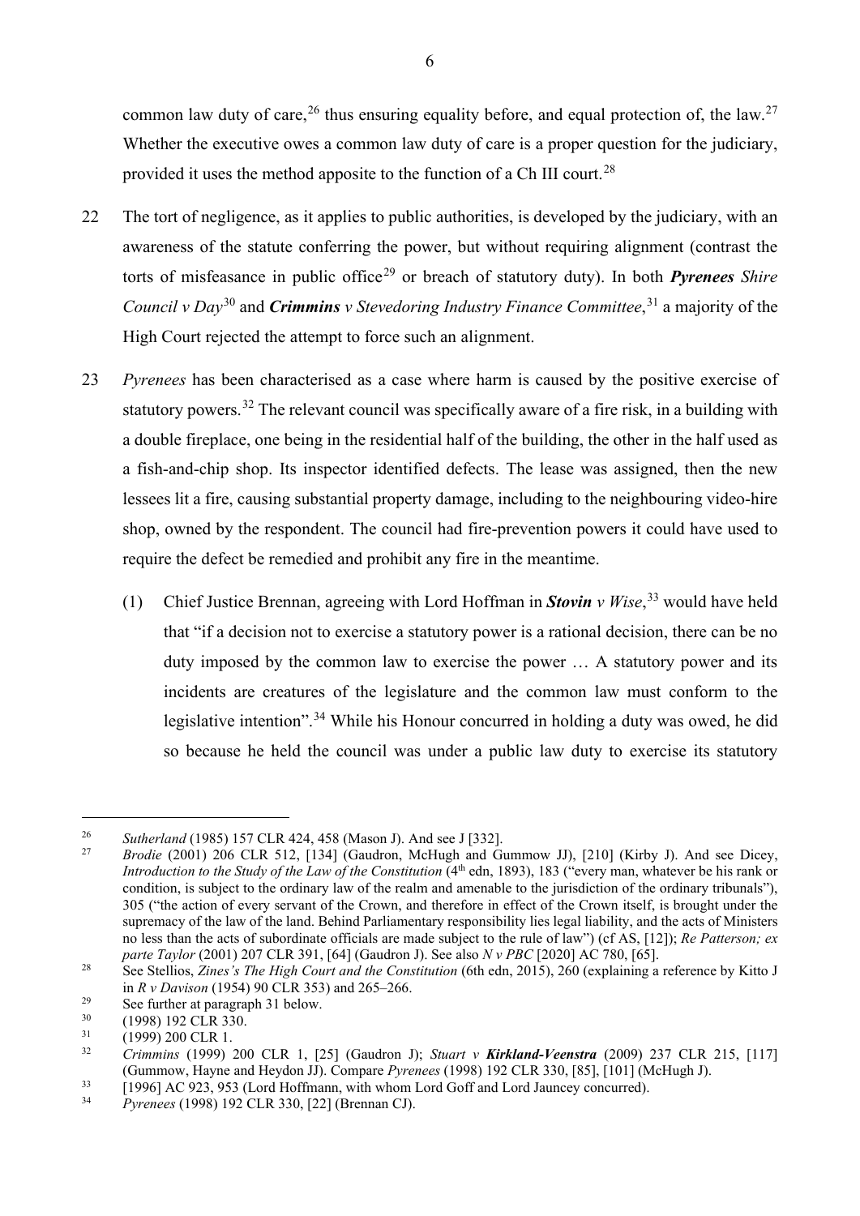common law duty of care,[26] thus ensuring equality before, and equal protection of, the law.[27] Whether the executive owes a common law duty of care is a proper question for the judiciary, provided it uses the method apposite to the function of a Ch III court.[28]

22 The tort of negligence, as it applies to public authorities, is developed by the judiciary, with an awareness of the statute conferring the power, but without requiring alignment (contrast the torts of misfeasance in public office[29] or breach of statutory duty). In both ***Pyrenees*** *Shire Council v Day*[30] and ***Crimmins*** *v Stevedoring Industry Finance Committee*,[31] a majority of the High Court rejected the attempt to force such an alignment.

23 *Pyrenees* has been characterised as a case where harm is caused by the positive exercise of statutory powers.[32] The relevant council was specifically aware of a fire risk, in a building with a double fireplace, one being in the residential half of the building, the other in the half used as a fish-and-chip shop. Its inspector identified defects. The lease was assigned, then the new lessees lit a fire, causing substantial property damage, including to the neighbouring video-hire shop, owned by the respondent. The council had fire-prevention powers it could have used to require the defect be remedied and prohibit any fire in the meantime.

(1) Chief Justice Brennan, agreeing with Lord Hoffman in ***Stovin*** *v Wise*,[33] would have held that "if a decision not to exercise a statutory power is a rational decision, there can be no duty imposed by the common law to exercise the power … A statutory power and its incidents are creatures of the legislature and the common law must conform to the legislative intention".[34] While his Honour concurred in holding a duty was owed, he did so because he held the council was under a public law duty to exercise its statutory

---

[26] *Sutherland* (1985) 157 CLR 424, 458 (Mason J). And see J [332].

[27] *Brodie* (2001) 206 CLR 512, [134] (Gaudron, McHugh and Gummow JJ), [210] (Kirby J). And see Dicey, *Introduction to the Study of the Law of the Constitution* (4th edn, 1893), 183 ("every man, whatever be his rank or condition, is subject to the ordinary law of the realm and amenable to the jurisdiction of the ordinary tribunals"), 305 ("the action of every servant of the Crown, and therefore in effect of the Crown itself, is brought under the supremacy of the law of the land. Behind Parliamentary responsibility lies legal liability, and the acts of Ministers no less than the acts of subordinate officials are made subject to the rule of law") (cf AS, [12]); *Re Patterson; ex parte Taylor* (2001) 207 CLR 391, [64] (Gaudron J). See also *N v PBC* [2020] AC 780, [65].

[28] See Stellios, *Zines's The High Court and the Constitution* (6th edn, 2015), 260 (explaining a reference by Kitto J in *R v Davison* (1954) 90 CLR 353) and 265–266.

[29] See further at paragraph 31 below.

[30] (1998) 192 CLR 330.

[31] (1999) 200 CLR 1.

[32] *Crimmins* (1999) 200 CLR 1, [25] (Gaudron J); *Stuart v* ***Kirkland-Veenstra*** (2009) 237 CLR 215, [117] (Gummow, Hayne and Heydon JJ). Compare *Pyrenees* (1998) 192 CLR 330, [85], [101] (McHugh J).

[33] [1996] AC 923, 953 (Lord Hoffmann, with whom Lord Goff and Lord Jauncey concurred).

[34] *Pyrenees* (1998) 192 CLR 330, [22] (Brennan CJ).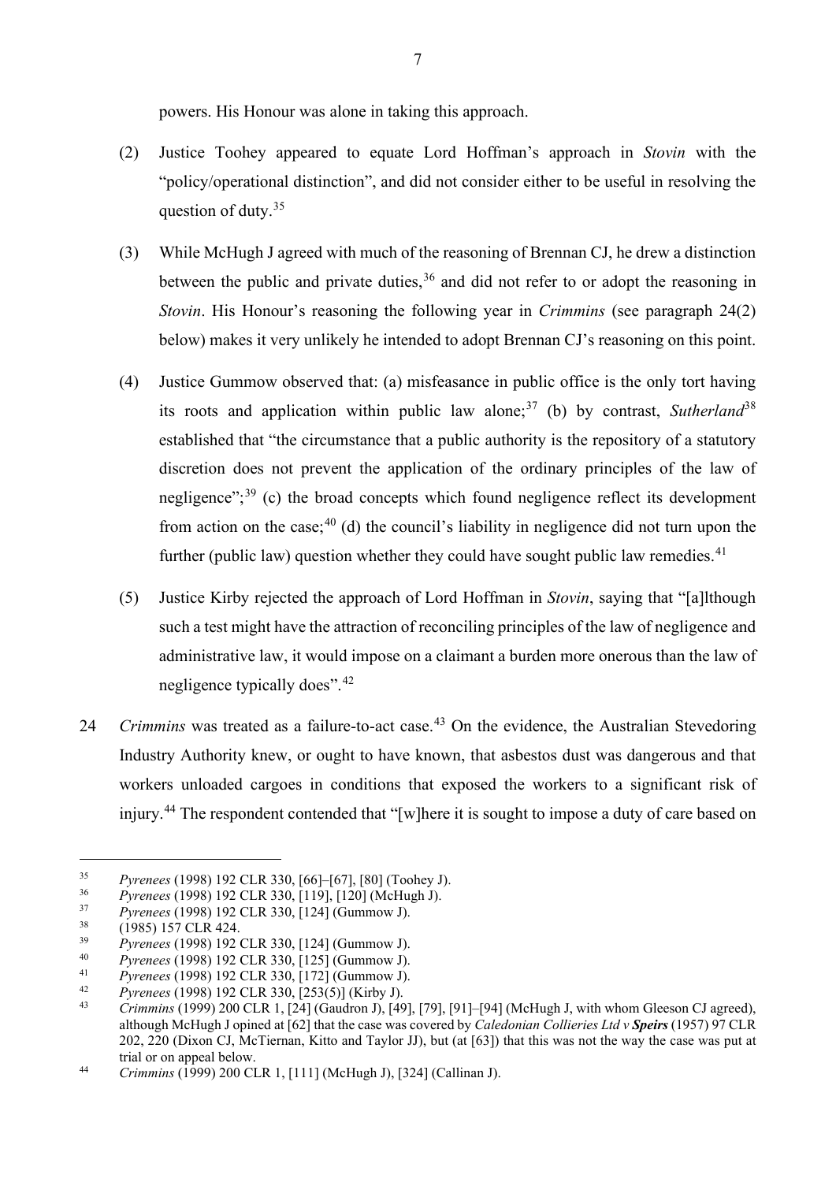powers. His Honour was alone in taking this approach.

(2) Justice Toohey appeared to equate Lord Hoffman's approach in *Stovin* with the "policy/operational distinction", and did not consider either to be useful in resolving the question of duty.[35]

(3) While McHugh J agreed with much of the reasoning of Brennan CJ, he drew a distinction between the public and private duties,[36] and did not refer to or adopt the reasoning in *Stovin*. His Honour's reasoning the following year in *Crimmins* (see paragraph 24(2) below) makes it very unlikely he intended to adopt Brennan CJ's reasoning on this point.

(4) Justice Gummow observed that: (a) misfeasance in public office is the only tort having its roots and application within public law alone;[37] (b) by contrast, *Sutherland*[38] established that "the circumstance that a public authority is the repository of a statutory discretion does not prevent the application of the ordinary principles of the law of negligence";[39] (c) the broad concepts which found negligence reflect its development from action on the case;[40] (d) the council's liability in negligence did not turn upon the further (public law) question whether they could have sought public law remedies.[41]

(5) Justice Kirby rejected the approach of Lord Hoffman in *Stovin*, saying that "[a]lthough such a test might have the attraction of reconciling principles of the law of negligence and administrative law, it would impose on a claimant a burden more onerous than the law of negligence typically does".[42]

24 *Crimmins* was treated as a failure-to-act case.[43] On the evidence, the Australian Stevedoring Industry Authority knew, or ought to have known, that asbestos dust was dangerous and that workers unloaded cargoes in conditions that exposed the workers to a significant risk of injury.[44] The respondent contended that "[w]here it is sought to impose a duty of care based on

---

[35] *Pyrenees* (1998) 192 CLR 330, [66]–[67], [80] (Toohey J).

[36] *Pyrenees* (1998) 192 CLR 330, [119], [120] (McHugh J).

[37] *Pyrenees* (1998) 192 CLR 330, [124] (Gummow J).

[38] (1985) 157 CLR 424.

[39] *Pyrenees* (1998) 192 CLR 330, [124] (Gummow J).

[40] *Pyrenees* (1998) 192 CLR 330, [125] (Gummow J).

[41] *Pyrenees* (1998) 192 CLR 330, [172] (Gummow J).

[42] *Pyrenees* (1998) 192 CLR 330, [253(5)] (Kirby J).

[43] *Crimmins* (1999) 200 CLR 1, [24] (Gaudron J), [49], [79], [91]–[94] (McHugh J, with whom Gleeson CJ agreed), although McHugh J opined at [62] that the case was covered by *Caledonian Collieries Ltd v **Speirs*** (1957) 97 CLR 202, 220 (Dixon CJ, McTiernan, Kitto and Taylor JJ), but (at [63]) that this was not the way the case was put at trial or on appeal below.

[44] *Crimmins* (1999) 200 CLR 1, [111] (McHugh J), [324] (Callinan J).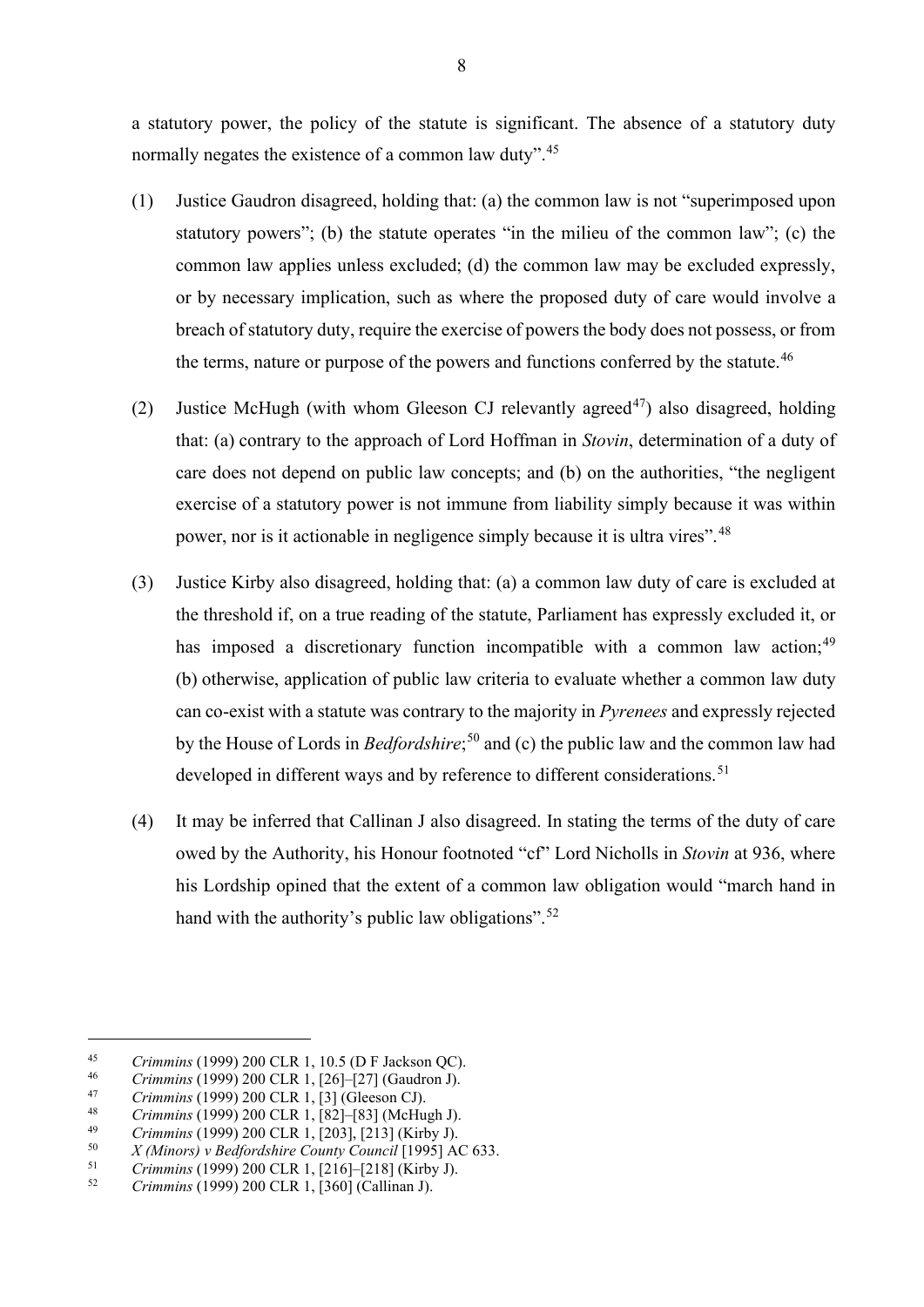a statutory power, the policy of the statute is significant. The absence of a statutory duty normally negates the existence of a common law duty".[45]

(1) Justice Gaudron disagreed, holding that: (a) the common law is not "superimposed upon statutory powers"; (b) the statute operates "in the milieu of the common law"; (c) the common law applies unless excluded; (d) the common law may be excluded expressly, or by necessary implication, such as where the proposed duty of care would involve a breach of statutory duty, require the exercise of powers the body does not possess, or from the terms, nature or purpose of the powers and functions conferred by the statute.[46]

(2) Justice McHugh (with whom Gleeson CJ relevantly agreed[47]) also disagreed, holding that: (a) contrary to the approach of Lord Hoffman in *Stovin*, determination of a duty of care does not depend on public law concepts; and (b) on the authorities, "the negligent exercise of a statutory power is not immune from liability simply because it was within power, nor is it actionable in negligence simply because it is ultra vires".[48]

(3) Justice Kirby also disagreed, holding that: (a) a common law duty of care is excluded at the threshold if, on a true reading of the statute, Parliament has expressly excluded it, or has imposed a discretionary function incompatible with a common law action;[49] (b) otherwise, application of public law criteria to evaluate whether a common law duty can co-exist with a statute was contrary to the majority in *Pyrenees* and expressly rejected by the House of Lords in *Bedfordshire*;[50] and (c) the public law and the common law had developed in different ways and by reference to different considerations.[51]

(4) It may be inferred that Callinan J also disagreed. In stating the terms of the duty of care owed by the Authority, his Honour footnoted "cf" Lord Nicholls in *Stovin* at 936, where his Lordship opined that the extent of a common law obligation would "march hand in hand with the authority's public law obligations".[52]

---

45. *Crimmins* (1999) 200 CLR 1, 10.5 (D F Jackson QC).
46. *Crimmins* (1999) 200 CLR 1, [26]–[27] (Gaudron J).
47. *Crimmins* (1999) 200 CLR 1, [3] (Gleeson CJ).
48. *Crimmins* (1999) 200 CLR 1, [82]–[83] (McHugh J).
49. *Crimmins* (1999) 200 CLR 1, [203], [213] (Kirby J).
50. *X (Minors) v Bedfordshire County Council* [1995] AC 633.
51. *Crimmins* (1999) 200 CLR 1, [216]–[218] (Kirby J).
52. *Crimmins* (1999) 200 CLR 1, [360] (Callinan J).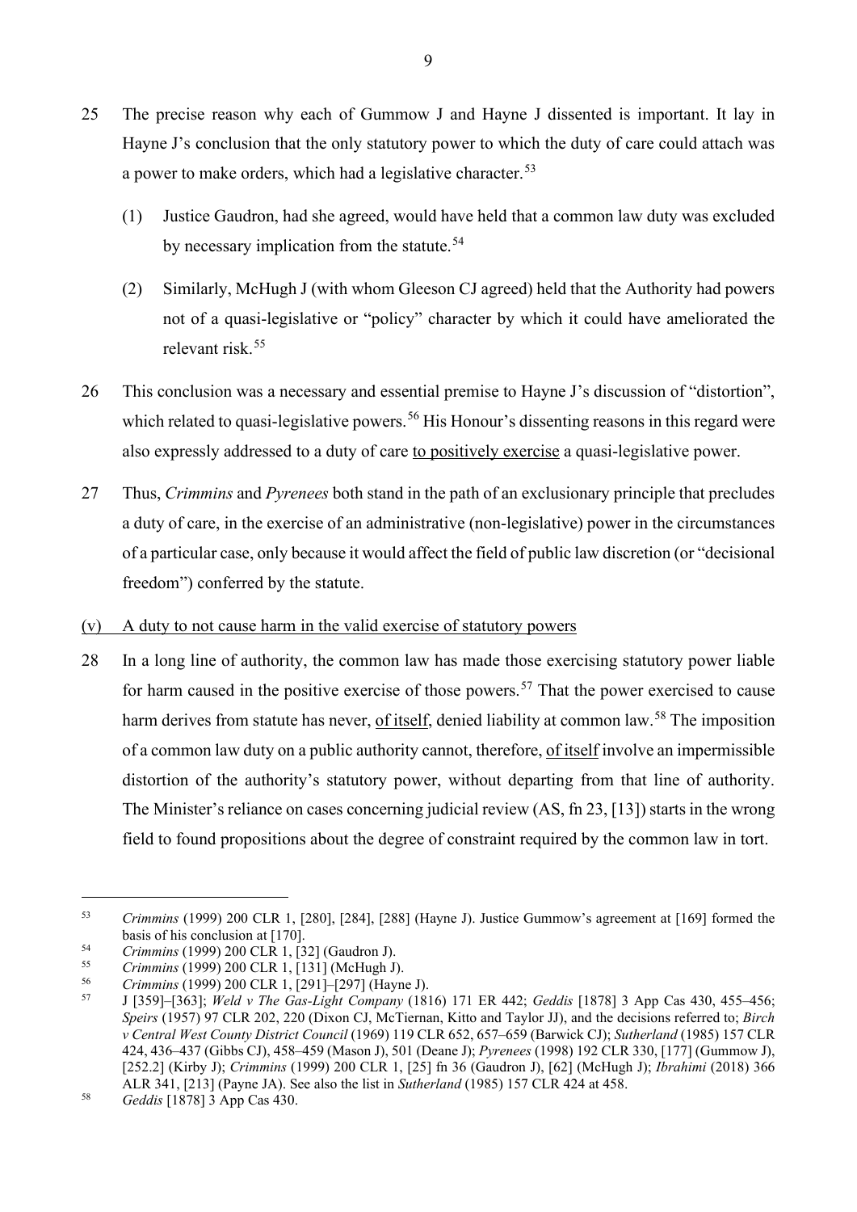25 The precise reason why each of Gummow J and Hayne J dissented is important. It lay in Hayne J's conclusion that the only statutory power to which the duty of care could attach was a power to make orders, which had a legislative character.[53]

(1) Justice Gaudron, had she agreed, would have held that a common law duty was excluded by necessary implication from the statute.[54]

(2) Similarly, McHugh J (with whom Gleeson CJ agreed) held that the Authority had powers not of a quasi-legislative or "policy" character by which it could have ameliorated the relevant risk.[55]

26 This conclusion was a necessary and essential premise to Hayne J's discussion of "distortion", which related to quasi-legislative powers.[56] His Honour's dissenting reasons in this regard were also expressly addressed to a duty of care <u>to positively exercise</u> a quasi-legislative power.

27 Thus, *Crimmins* and *Pyrenees* both stand in the path of an exclusionary principle that precludes a duty of care, in the exercise of an administrative (non-legislative) power in the circumstances of a particular case, only because it would affect the field of public law discretion (or "decisional freedom") conferred by the statute.

<u>(v) A duty to not cause harm in the valid exercise of statutory powers</u>

28 In a long line of authority, the common law has made those exercising statutory power liable for harm caused in the positive exercise of those powers.[57] That the power exercised to cause harm derives from statute has never, <u>of itself</u>, denied liability at common law.[58] The imposition of a common law duty on a public authority cannot, therefore, <u>of itself</u> involve an impermissible distortion of the authority's statutory power, without departing from that line of authority. The Minister's reliance on cases concerning judicial review (AS, fn 23, [13]) starts in the wrong field to found propositions about the degree of constraint required by the common law in tort.

---

[53] *Crimmins* (1999) 200 CLR 1, [280], [284], [288] (Hayne J). Justice Gummow's agreement at [169] formed the basis of his conclusion at [170].

[54] *Crimmins* (1999) 200 CLR 1, [32] (Gaudron J).

[55] *Crimmins* (1999) 200 CLR 1, [131] (McHugh J).

[56] *Crimmins* (1999) 200 CLR 1, [291]–[297] (Hayne J).

[57] J [359]–[363]; *Weld v The Gas-Light Company* (1816) 171 ER 442; *Geddis* [1878] 3 App Cas 430, 455–456; *Speirs* (1957) 97 CLR 202, 220 (Dixon CJ, McTiernan, Kitto and Taylor JJ), and the decisions referred to; *Birch v Central West County District Council* (1969) 119 CLR 652, 657–659 (Barwick CJ); *Sutherland* (1985) 157 CLR 424, 436–437 (Gibbs CJ), 458–459 (Mason J), 501 (Deane J); *Pyrenees* (1998) 192 CLR 330, [177] (Gummow J), [252.2] (Kirby J); *Crimmins* (1999) 200 CLR 1, [25] fn 36 (Gaudron J), [62] (McHugh J); *Ibrahimi* (2018) 366 ALR 341, [213] (Payne JA). See also the list in *Sutherland* (1985) 157 CLR 424 at 458.

[58] *Geddis* [1878] 3 App Cas 430.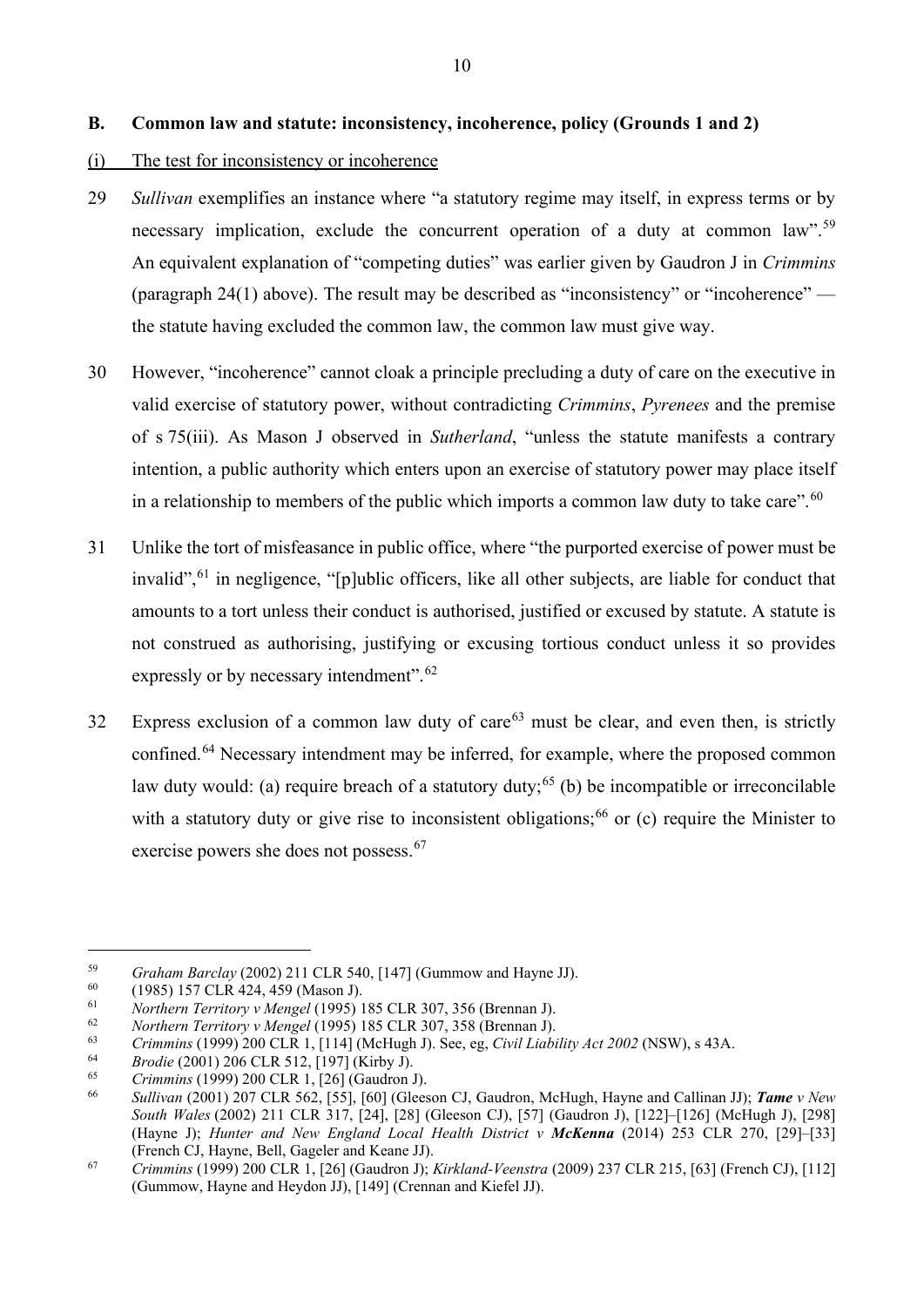## B. Common law and statute: inconsistency, incoherence, policy (Grounds 1 and 2)

### (i) The test for inconsistency or incoherence

29 *Sullivan* exemplifies an instance where "a statutory regime may itself, in express terms or by necessary implication, exclude the concurrent operation of a duty at common law".[59] An equivalent explanation of "competing duties" was earlier given by Gaudron J in *Crimmins* (paragraph 24(1) above). The result may be described as "inconsistency" or "incoherence" — the statute having excluded the common law, the common law must give way.

30 However, "incoherence" cannot cloak a principle precluding a duty of care on the executive in valid exercise of statutory power, without contradicting *Crimmins*, *Pyrenees* and the premise of s 75(iii). As Mason J observed in *Sutherland*, "unless the statute manifests a contrary intention, a public authority which enters upon an exercise of statutory power may place itself in a relationship to members of the public which imports a common law duty to take care".[60]

31 Unlike the tort of misfeasance in public office, where "the purported exercise of power must be invalid",[61] in negligence, "[p]ublic officers, like all other subjects, are liable for conduct that amounts to a tort unless their conduct is authorised, justified or excused by statute. A statute is not construed as authorising, justifying or excusing tortious conduct unless it so provides expressly or by necessary intendment".[62]

32 Express exclusion of a common law duty of care[63] must be clear, and even then, is strictly confined.[64] Necessary intendment may be inferred, for example, where the proposed common law duty would: (a) require breach of a statutory duty;[65] (b) be incompatible or irreconcilable with a statutory duty or give rise to inconsistent obligations;[66] or (c) require the Minister to exercise powers she does not possess.[67]

---

59 *Graham Barclay* (2002) 211 CLR 540, [147] (Gummow and Hayne JJ).

60 (1985) 157 CLR 424, 459 (Mason J).

61 *Northern Territory v Mengel* (1995) 185 CLR 307, 356 (Brennan J).

62 *Northern Territory v Mengel* (1995) 185 CLR 307, 358 (Brennan J).

63 *Crimmins* (1999) 200 CLR 1, [114] (McHugh J). See, eg, *Civil Liability Act 2002* (NSW), s 43A.

64 *Brodie* (2001) 206 CLR 512, [197] (Kirby J).

65 *Crimmins* (1999) 200 CLR 1, [26] (Gaudron J).

66 *Sullivan* (2001) 207 CLR 562, [55], [60] (Gleeson CJ, Gaudron, McHugh, Hayne and Callinan JJ); ***Tame** v New South Wales* (2002) 211 CLR 317, [24], [28] (Gleeson CJ), [57] (Gaudron J), [122]–[126] (McHugh J), [298] (Hayne J); *Hunter and New England Local Health District v **McKenna*** (2014) 253 CLR 270, [29]–[33] (French CJ, Hayne, Bell, Gageler and Keane JJ).

67 *Crimmins* (1999) 200 CLR 1, [26] (Gaudron J); *Kirkland-Veenstra* (2009) 237 CLR 215, [63] (French CJ), [112] (Gummow, Hayne and Heydon JJ), [149] (Crennan and Kiefel JJ).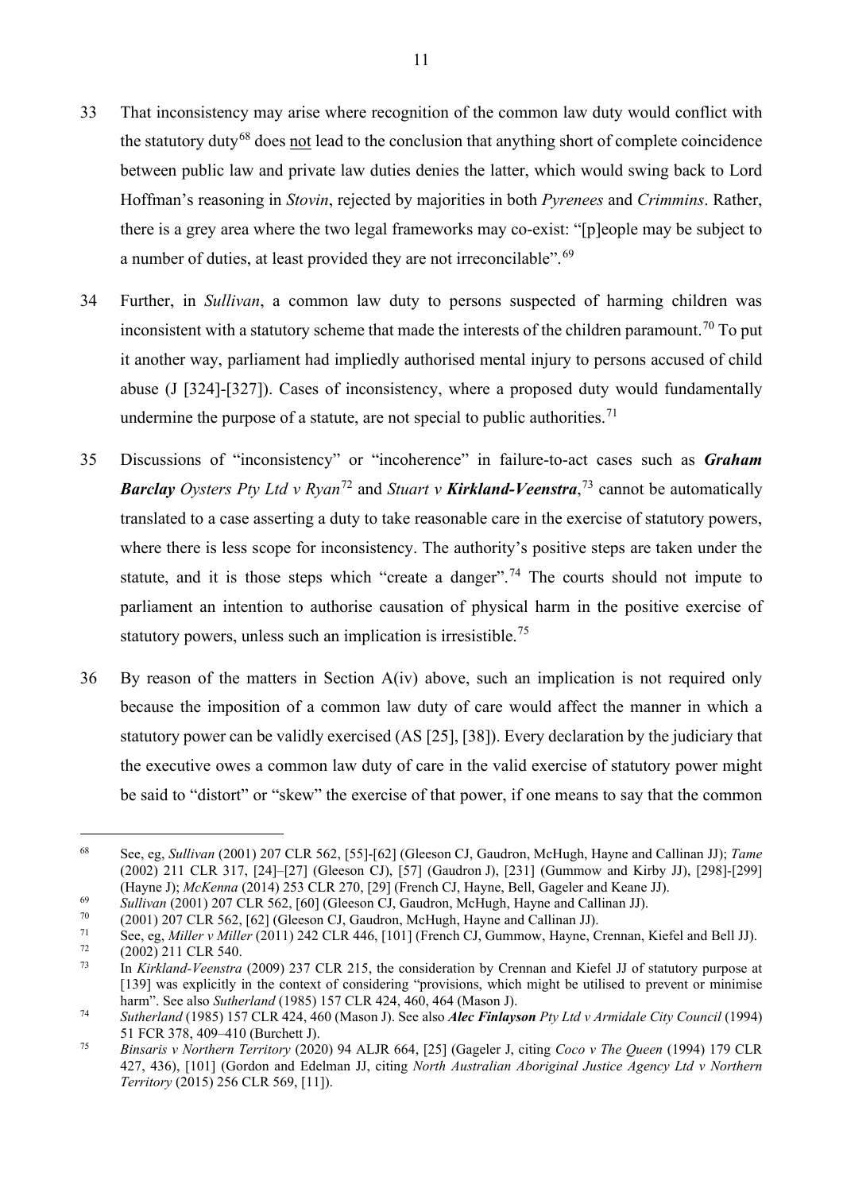33 That inconsistency may arise where recognition of the common law duty would conflict with the statutory duty[68] does not lead to the conclusion that anything short of complete coincidence between public law and private law duties denies the latter, which would swing back to Lord Hoffman's reasoning in *Stovin*, rejected by majorities in both *Pyrenees* and *Crimmins*. Rather, there is a grey area where the two legal frameworks may co-exist: "[p]eople may be subject to a number of duties, at least provided they are not irreconcilable".[69]

34 Further, in *Sullivan*, a common law duty to persons suspected of harming children was inconsistent with a statutory scheme that made the interests of the children paramount.[70] To put it another way, parliament had impliedly authorised mental injury to persons accused of child abuse (J [324]-[327]). Cases of inconsistency, where a proposed duty would fundamentally undermine the purpose of a statute, are not special to public authorities.[71]

35 Discussions of "inconsistency" or "incoherence" in failure-to-act cases such as ***Graham Barclay** Oysters Pty Ltd v Ryan*[72] and *Stuart v **Kirkland-Veenstra***,[73] cannot be automatically translated to a case asserting a duty to take reasonable care in the exercise of statutory powers, where there is less scope for inconsistency. The authority's positive steps are taken under the statute, and it is those steps which "create a danger".[74] The courts should not impute to parliament an intention to authorise causation of physical harm in the positive exercise of statutory powers, unless such an implication is irresistible.[75]

36 By reason of the matters in Section A(iv) above, such an implication is not required only because the imposition of a common law duty of care would affect the manner in which a statutory power can be validly exercised (AS [25], [38]). Every declaration by the judiciary that the executive owes a common law duty of care in the valid exercise of statutory power might be said to "distort" or "skew" the exercise of that power, if one means to say that the common

---

[68] See, eg, *Sullivan* (2001) 207 CLR 562, [55]-[62] (Gleeson CJ, Gaudron, McHugh, Hayne and Callinan JJ); *Tame* (2002) 211 CLR 317, [24]–[27] (Gleeson CJ), [57] (Gaudron J), [231] (Gummow and Kirby JJ), [298]-[299] (Hayne J); *McKenna* (2014) 253 CLR 270, [29] (French CJ, Hayne, Bell, Gageler and Keane JJ).

[69] *Sullivan* (2001) 207 CLR 562, [60] (Gleeson CJ, Gaudron, McHugh, Hayne and Callinan JJ).

[70] (2001) 207 CLR 562, [62] (Gleeson CJ, Gaudron, McHugh, Hayne and Callinan JJ).

[71] See, eg, *Miller v Miller* (2011) 242 CLR 446, [101] (French CJ, Gummow, Hayne, Crennan, Kiefel and Bell JJ).

[72] (2002) 211 CLR 540.

[73] In *Kirkland-Veenstra* (2009) 237 CLR 215, the consideration by Crennan and Kiefel JJ of statutory purpose at [139] was explicitly in the context of considering "provisions, which might be utilised to prevent or minimise harm". See also *Sutherland* (1985) 157 CLR 424, 460, 464 (Mason J).

[74] *Sutherland* (1985) 157 CLR 424, 460 (Mason J). See also ***Alec Finlayson** Pty Ltd v Armidale City Council* (1994) 51 FCR 378, 409–410 (Burchett J).

[75] *Binsaris v Northern Territory* (2020) 94 ALJR 664, [25] (Gageler J, citing *Coco v The Queen* (1994) 179 CLR 427, 436), [101] (Gordon and Edelman JJ, citing *North Australian Aboriginal Justice Agency Ltd v Northern Territory* (2015) 256 CLR 569, [11]).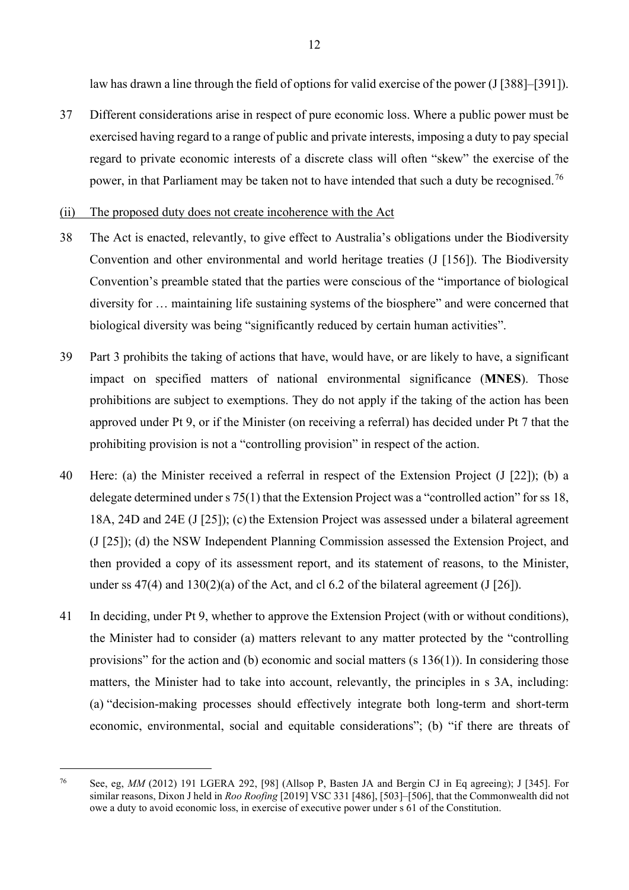law has drawn a line through the field of options for valid exercise of the power (J [388]–[391]).

37 Different considerations arise in respect of pure economic loss. Where a public power must be exercised having regard to a range of public and private interests, imposing a duty to pay special regard to private economic interests of a discrete class will often "skew" the exercise of the power, in that Parliament may be taken not to have intended that such a duty be recognised.[76]

<u>(ii) The proposed duty does not create incoherence with the Act</u>

38 The Act is enacted, relevantly, to give effect to Australia's obligations under the Biodiversity Convention and other environmental and world heritage treaties (J [156]). The Biodiversity Convention's preamble stated that the parties were conscious of the "importance of biological diversity for … maintaining life sustaining systems of the biosphere" and were concerned that biological diversity was being "significantly reduced by certain human activities".

39 Part 3 prohibits the taking of actions that have, would have, or are likely to have, a significant impact on specified matters of national environmental significance (**MNES**). Those prohibitions are subject to exemptions. They do not apply if the taking of the action has been approved under Pt 9, or if the Minister (on receiving a referral) has decided under Pt 7 that the prohibiting provision is not a "controlling provision" in respect of the action.

40 Here: (a) the Minister received a referral in respect of the Extension Project (J [22]); (b) a delegate determined under s 75(1) that the Extension Project was a "controlled action" for ss 18, 18A, 24D and 24E (J [25]); (c) the Extension Project was assessed under a bilateral agreement (J [25]); (d) the NSW Independent Planning Commission assessed the Extension Project, and then provided a copy of its assessment report, and its statement of reasons, to the Minister, under ss 47(4) and 130(2)(a) of the Act, and cl 6.2 of the bilateral agreement (J [26]).

41 In deciding, under Pt 9, whether to approve the Extension Project (with or without conditions), the Minister had to consider (a) matters relevant to any matter protected by the "controlling provisions" for the action and (b) economic and social matters (s 136(1)). In considering those matters, the Minister had to take into account, relevantly, the principles in s 3A, including: (a) "decision-making processes should effectively integrate both long-term and short-term economic, environmental, social and equitable considerations"; (b) "if there are threats of

---

[76] See, eg, *MM* (2012) 191 LGERA 292, [98] (Allsop P, Basten JA and Bergin CJ in Eq agreeing); J [345]. For similar reasons, Dixon J held in *Roo Roofing* [2019] VSC 331 [486], [503]–[506], that the Commonwealth did not owe a duty to avoid economic loss, in exercise of executive power under s 61 of the Constitution.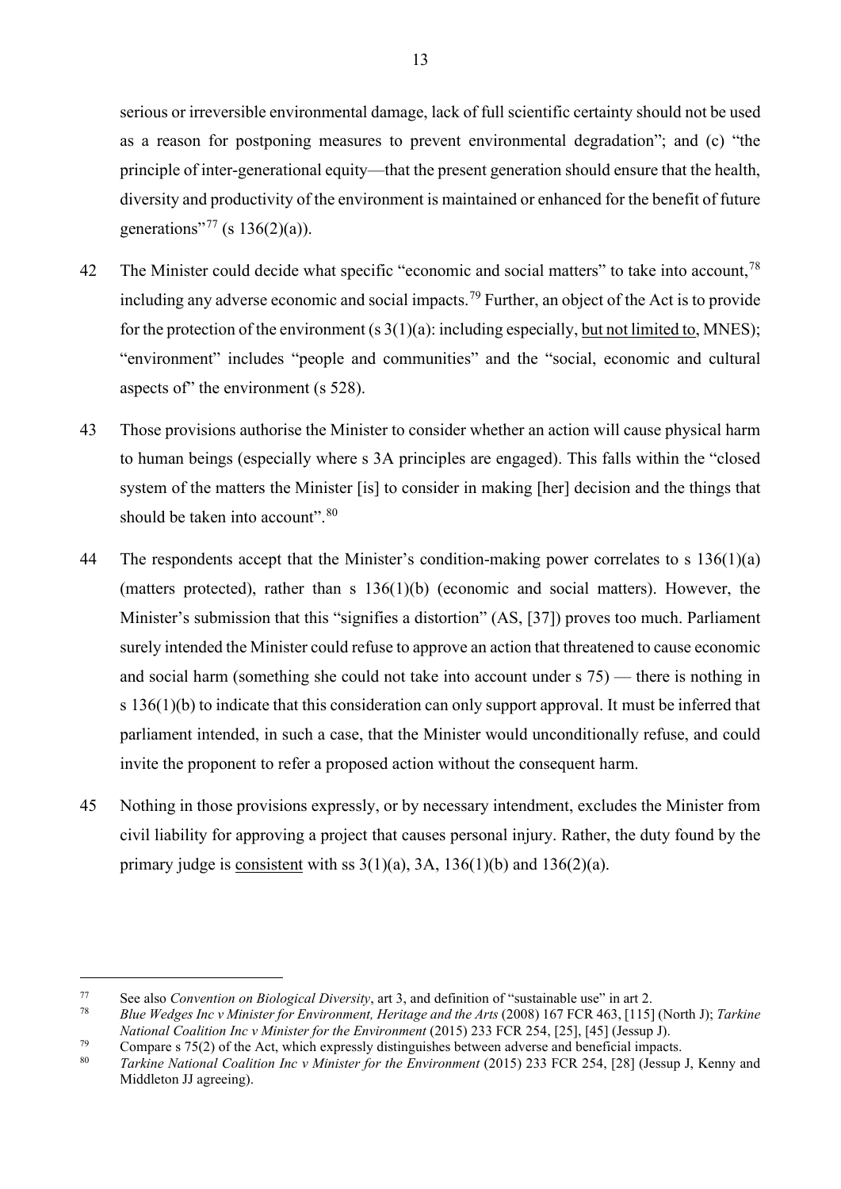serious or irreversible environmental damage, lack of full scientific certainty should not be used as a reason for postponing measures to prevent environmental degradation"; and (c) "the principle of inter-generational equity—that the present generation should ensure that the health, diversity and productivity of the environment is maintained or enhanced for the benefit of future generations"[77] (s 136(2)(a)).

42 The Minister could decide what specific "economic and social matters" to take into account,[78] including any adverse economic and social impacts.[79] Further, an object of the Act is to provide for the protection of the environment (s 3(1)(a): including especially, <u>but not limited to</u>, MNES); "environment" includes "people and communities" and the "social, economic and cultural aspects of" the environment (s 528).

43 Those provisions authorise the Minister to consider whether an action will cause physical harm to human beings (especially where s 3A principles are engaged). This falls within the "closed system of the matters the Minister [is] to consider in making [her] decision and the things that should be taken into account".[80]

44 The respondents accept that the Minister's condition-making power correlates to s 136(1)(a) (matters protected), rather than s 136(1)(b) (economic and social matters). However, the Minister's submission that this "signifies a distortion" (AS, [37]) proves too much. Parliament surely intended the Minister could refuse to approve an action that threatened to cause economic and social harm (something she could not take into account under s 75) — there is nothing in s 136(1)(b) to indicate that this consideration can only support approval. It must be inferred that parliament intended, in such a case, that the Minister would unconditionally refuse, and could invite the proponent to refer a proposed action without the consequent harm.

45 Nothing in those provisions expressly, or by necessary intendment, excludes the Minister from civil liability for approving a project that causes personal injury. Rather, the duty found by the primary judge is <u>consistent</u> with ss 3(1)(a), 3A, 136(1)(b) and 136(2)(a).

---

[77] See also *Convention on Biological Diversity*, art 3, and definition of "sustainable use" in art 2.

[78] *Blue Wedges Inc v Minister for Environment, Heritage and the Arts* (2008) 167 FCR 463, [115] (North J); *Tarkine National Coalition Inc v Minister for the Environment* (2015) 233 FCR 254, [25], [45] (Jessup J).

[79] Compare s 75(2) of the Act, which expressly distinguishes between adverse and beneficial impacts.

[80] *Tarkine National Coalition Inc v Minister for the Environment* (2015) 233 FCR 254, [28] (Jessup J, Kenny and Middleton JJ agreeing).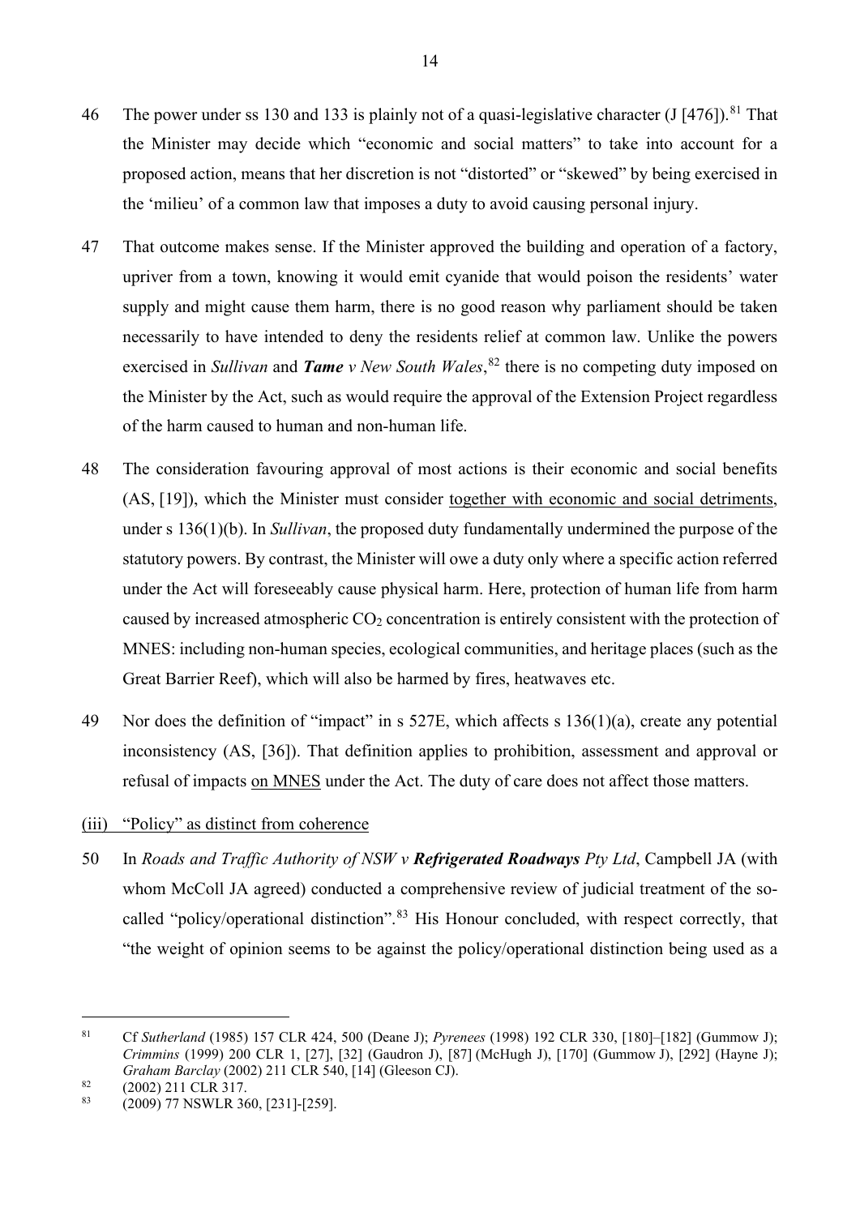46 The power under ss 130 and 133 is plainly not of a quasi-legislative character (J [476]).[81] That the Minister may decide which "economic and social matters" to take into account for a proposed action, means that her discretion is not "distorted" or "skewed" by being exercised in the 'milieu' of a common law that imposes a duty to avoid causing personal injury.

47 That outcome makes sense. If the Minister approved the building and operation of a factory, upriver from a town, knowing it would emit cyanide that would poison the residents' water supply and might cause them harm, there is no good reason why parliament should be taken necessarily to have intended to deny the residents relief at common law. Unlike the powers exercised in *Sullivan* and ***Tame** v New South Wales*,[82] there is no competing duty imposed on the Minister by the Act, such as would require the approval of the Extension Project regardless of the harm caused to human and non-human life.

48 The consideration favouring approval of most actions is their economic and social benefits (AS, [19]), which the Minister must consider <u>together with economic and social detriments</u>, under s 136(1)(b). In *Sullivan*, the proposed duty fundamentally undermined the purpose of the statutory powers. By contrast, the Minister will owe a duty only where a specific action referred under the Act will foreseeably cause physical harm. Here, protection of human life from harm caused by increased atmospheric $CO_2$ concentration is entirely consistent with the protection of MNES: including non-human species, ecological communities, and heritage places (such as the Great Barrier Reef), which will also be harmed by fires, heatwaves etc.

49 Nor does the definition of "impact" in s 527E, which affects s 136(1)(a), create any potential inconsistency (AS, [36]). That definition applies to prohibition, assessment and approval or refusal of impacts <u>on MNES</u> under the Act. The duty of care does not affect those matters.

<u>(iii) "Policy" as distinct from coherence</u>

50 In *Roads and Traffic Authority of NSW v **Refrigerated Roadways** Pty Ltd*, Campbell JA (with whom McColl JA agreed) conducted a comprehensive review of judicial treatment of the so-called "policy/operational distinction".[83] His Honour concluded, with respect correctly, that "the weight of opinion seems to be against the policy/operational distinction being used as a

---

[81] Cf *Sutherland* (1985) 157 CLR 424, 500 (Deane J); *Pyrenees* (1998) 192 CLR 330, [180]–[182] (Gummow J); *Crimmins* (1999) 200 CLR 1, [27], [32] (Gaudron J), [87] (McHugh J), [170] (Gummow J), [292] (Hayne J); *Graham Barclay* (2002) 211 CLR 540, [14] (Gleeson CJ).

[82] (2002) 211 CLR 317.

[83] (2009) 77 NSWLR 360, [231]-[259].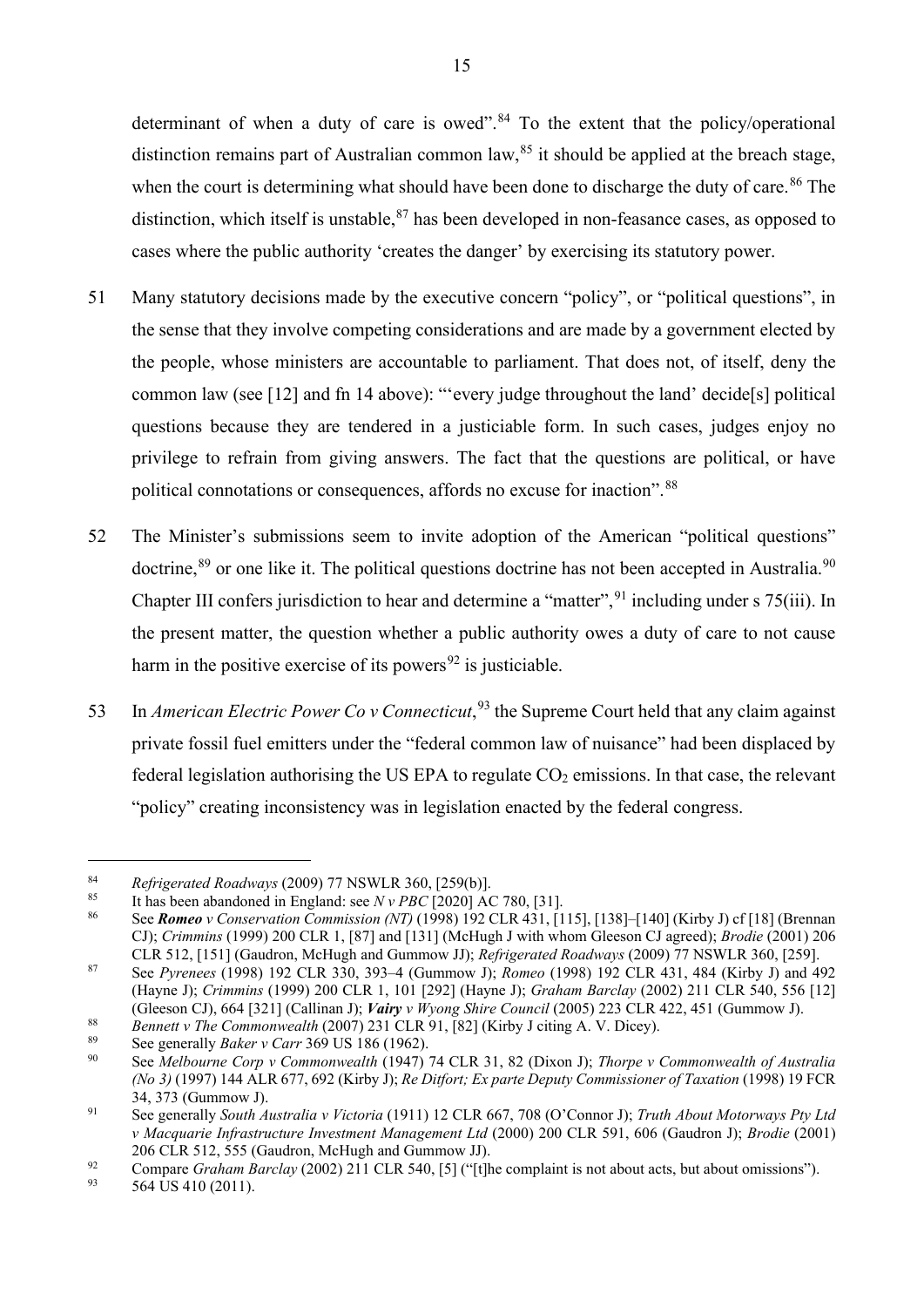determinant of when a duty of care is owed".[84] To the extent that the policy/operational distinction remains part of Australian common law,[85] it should be applied at the breach stage, when the court is determining what should have been done to discharge the duty of care.[86] The distinction, which itself is unstable,[87] has been developed in non-feasance cases, as opposed to cases where the public authority 'creates the danger' by exercising its statutory power.

51 Many statutory decisions made by the executive concern "policy", or "political questions", in the sense that they involve competing considerations and are made by a government elected by the people, whose ministers are accountable to parliament. That does not, of itself, deny the common law (see [12] and fn 14 above): "'every judge throughout the land' decide[s] political questions because they are tendered in a justiciable form. In such cases, judges enjoy no privilege to refrain from giving answers. The fact that the questions are political, or have political connotations or consequences, affords no excuse for inaction".[88]

52 The Minister's submissions seem to invite adoption of the American "political questions" doctrine,[89] or one like it. The political questions doctrine has not been accepted in Australia.[90] Chapter III confers jurisdiction to hear and determine a "matter",[91] including under s 75(iii). In the present matter, the question whether a public authority owes a duty of care to not cause harm in the positive exercise of its powers[92] is justiciable.

53 In *American Electric Power Co v Connecticut*,[93] the Supreme Court held that any claim against private fossil fuel emitters under the "federal common law of nuisance" had been displaced by federal legislation authorising the US EPA to regulate $CO_2$ emissions. In that case, the relevant "policy" creating inconsistency was in legislation enacted by the federal congress.

---

[84] *Refrigerated Roadways* (2009) 77 NSWLR 360, [259(b)].

[85] It has been abandoned in England: see *N v PBC* [2020] AC 780, [31].

[86] See ***Romeo*** *v Conservation Commission (NT)* (1998) 192 CLR 431, [115], [138]–[140] (Kirby J) cf [18] (Brennan CJ); *Crimmins* (1999) 200 CLR 1, [87] and [131] (McHugh J with whom Gleeson CJ agreed); *Brodie* (2001) 206 CLR 512, [151] (Gaudron, McHugh and Gummow JJ); *Refrigerated Roadways* (2009) 77 NSWLR 360, [259].

[87] See *Pyrenees* (1998) 192 CLR 330, 393–4 (Gummow J); *Romeo* (1998) 192 CLR 431, 484 (Kirby J) and 492 (Hayne J); *Crimmins* (1999) 200 CLR 1, 101 [292] (Hayne J); *Graham Barclay* (2002) 211 CLR 540, 556 [12] (Gleeson CJ), 664 [321] (Callinan J); ***Vairy*** *v Wyong Shire Council* (2005) 223 CLR 422, 451 (Gummow J).

[88] *Bennett v The Commonwealth* (2007) 231 CLR 91, [82] (Kirby J citing A. V. Dicey).

[89] See generally *Baker v Carr* 369 US 186 (1962).

[90] See *Melbourne Corp v Commonwealth* (1947) 74 CLR 31, 82 (Dixon J); *Thorpe v Commonwealth of Australia (No 3)* (1997) 144 ALR 677, 692 (Kirby J); *Re Ditfort; Ex parte Deputy Commissioner of Taxation* (1998) 19 FCR 34, 373 (Gummow J).

[91] See generally *South Australia v Victoria* (1911) 12 CLR 667, 708 (O'Connor J); *Truth About Motorways Pty Ltd v Macquarie Infrastructure Investment Management Ltd* (2000) 200 CLR 591, 606 (Gaudron J); *Brodie* (2001) 206 CLR 512, 555 (Gaudron, McHugh and Gummow JJ).

[92] Compare *Graham Barclay* (2002) 211 CLR 540, [5] ("[t]he complaint is not about acts, but about omissions").

[93] 564 US 410 (2011).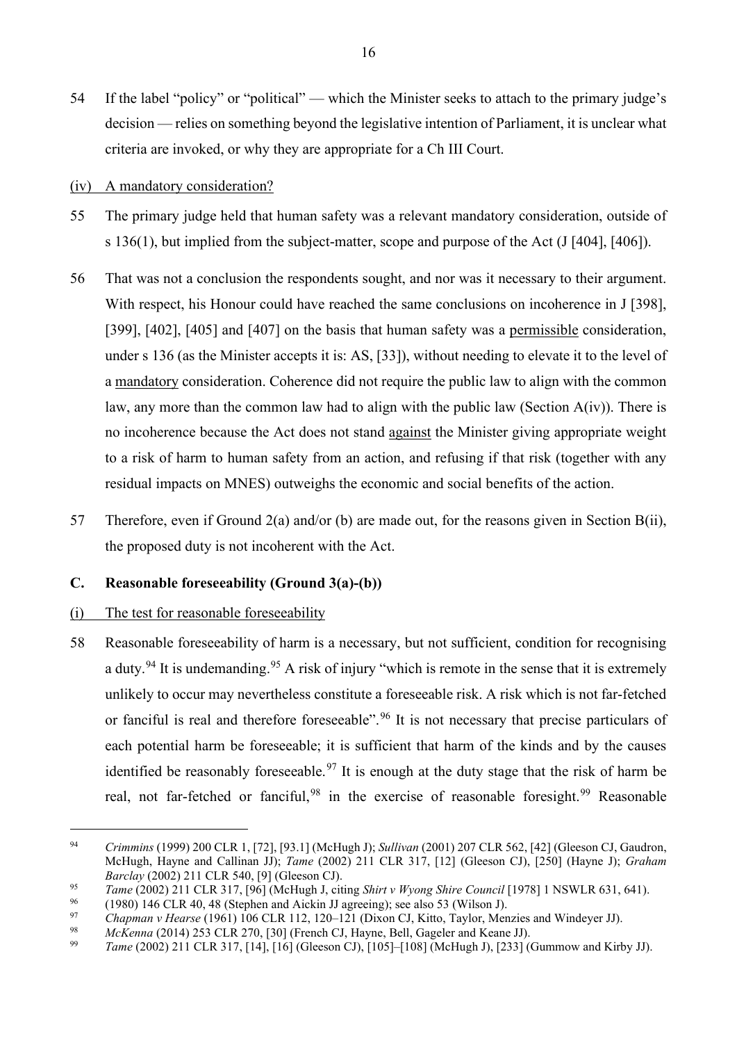54 If the label "policy" or "political" — which the Minister seeks to attach to the primary judge's decision — relies on something beyond the legislative intention of Parliament, it is unclear what criteria are invoked, or why they are appropriate for a Ch III Court.

### (iv) A mandatory consideration?

55 The primary judge held that human safety was a relevant mandatory consideration, outside of s 136(1), but implied from the subject-matter, scope and purpose of the Act (J [404], [406]).

56 That was not a conclusion the respondents sought, and nor was it necessary to their argument. With respect, his Honour could have reached the same conclusions on incoherence in J [398], [399], [402], [405] and [407] on the basis that human safety was a permissible consideration, under s 136 (as the Minister accepts it is: AS, [33]), without needing to elevate it to the level of a mandatory consideration. Coherence did not require the public law to align with the common law, any more than the common law had to align with the public law (Section A(iv)). There is no incoherence because the Act does not stand against the Minister giving appropriate weight to a risk of harm to human safety from an action, and refusing if that risk (together with any residual impacts on MNES) outweighs the economic and social benefits of the action.

57 Therefore, even if Ground 2(a) and/or (b) are made out, for the reasons given in Section B(ii), the proposed duty is not incoherent with the Act.

## C. Reasonable foreseeability (Ground 3(a)-(b))

### (i) The test for reasonable foreseeability

58 Reasonable foreseeability of harm is a necessary, but not sufficient, condition for recognising a duty.[94] It is undemanding.[95] A risk of injury "which is remote in the sense that it is extremely unlikely to occur may nevertheless constitute a foreseeable risk. A risk which is not far-fetched or fanciful is real and therefore foreseeable".[96] It is not necessary that precise particulars of each potential harm be foreseeable; it is sufficient that harm of the kinds and by the causes identified be reasonably foreseeable.[97] It is enough at the duty stage that the risk of harm be real, not far-fetched or fanciful,[98] in the exercise of reasonable foresight.[99] Reasonable

---

[94] *Crimmins* (1999) 200 CLR 1, [72], [93.1] (McHugh J); *Sullivan* (2001) 207 CLR 562, [42] (Gleeson CJ, Gaudron, McHugh, Hayne and Callinan JJ); *Tame* (2002) 211 CLR 317, [12] (Gleeson CJ), [250] (Hayne J); *Graham Barclay* (2002) 211 CLR 540, [9] (Gleeson CJ).

[95] *Tame* (2002) 211 CLR 317, [96] (McHugh J, citing *Shirt v Wyong Shire Council* [1978] 1 NSWLR 631, 641).

[96] (1980) 146 CLR 40, 48 (Stephen and Aickin JJ agreeing); see also 53 (Wilson J).

[97] *Chapman v Hearse* (1961) 106 CLR 112, 120–121 (Dixon CJ, Kitto, Taylor, Menzies and Windeyer JJ).

[98] *McKenna* (2014) 253 CLR 270, [30] (French CJ, Hayne, Bell, Gageler and Keane JJ).

[99] *Tame* (2002) 211 CLR 317, [14], [16] (Gleeson CJ), [105]–[108] (McHugh J), [233] (Gummow and Kirby JJ).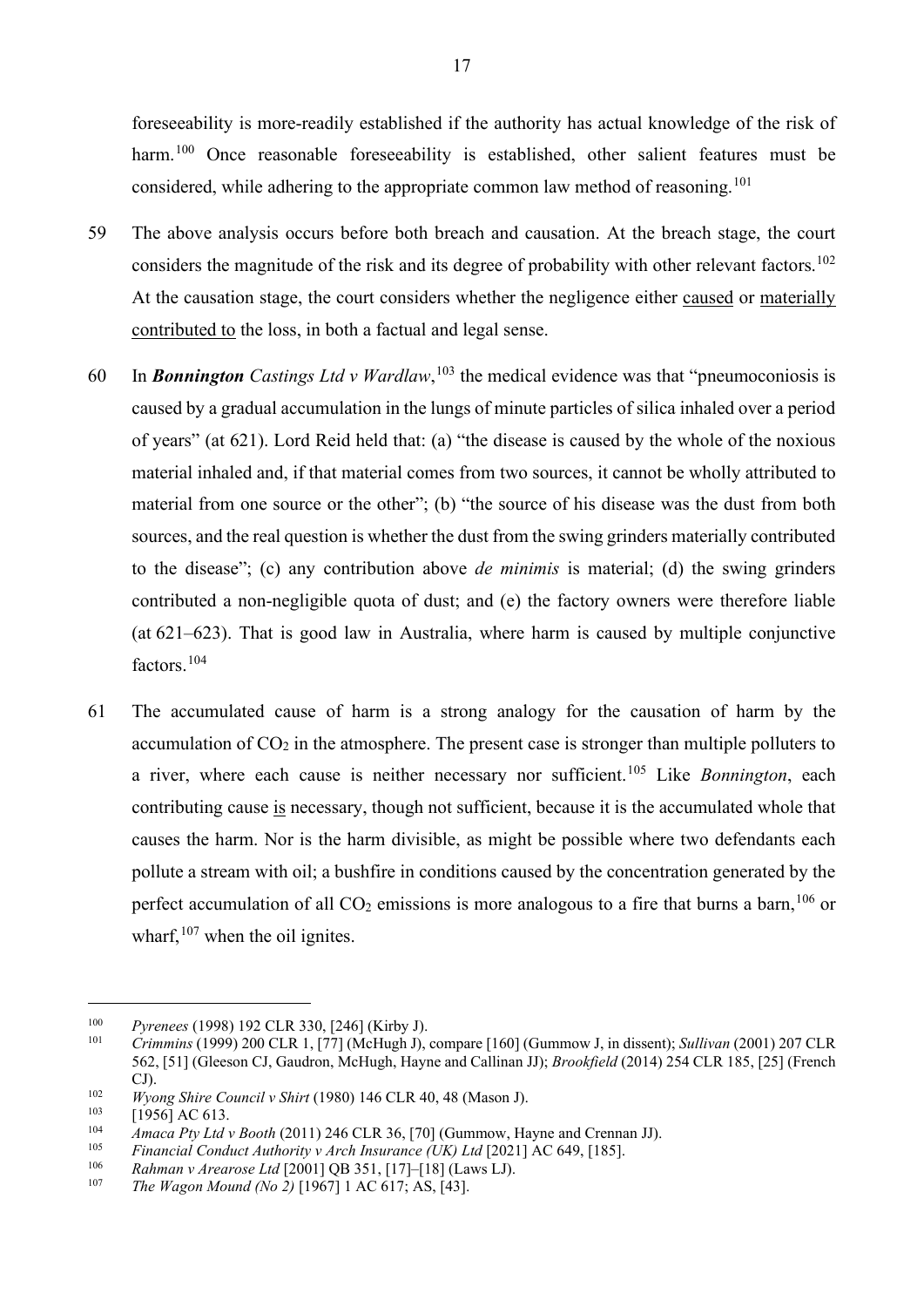foreseeability is more-readily established if the authority has actual knowledge of the risk of harm.[100] Once reasonable foreseeability is established, other salient features must be considered, while adhering to the appropriate common law method of reasoning.[101]

59 The above analysis occurs before both breach and causation. At the breach stage, the court considers the magnitude of the risk and its degree of probability with other relevant factors.[102] At the causation stage, the court considers whether the negligence either <u>caused</u> or <u>materially contributed to</u> the loss, in both a factual and legal sense.

60 In ***Bonnington*** *Castings Ltd v Wardlaw*,[103] the medical evidence was that "pneumoconiosis is caused by a gradual accumulation in the lungs of minute particles of silica inhaled over a period of years" (at 621). Lord Reid held that: (a) "the disease is caused by the whole of the noxious material inhaled and, if that material comes from two sources, it cannot be wholly attributed to material from one source or the other"; (b) "the source of his disease was the dust from both sources, and the real question is whether the dust from the swing grinders materially contributed to the disease"; (c) any contribution above *de minimis* is material; (d) the swing grinders contributed a non-negligible quota of dust; and (e) the factory owners were therefore liable (at 621–623). That is good law in Australia, where harm is caused by multiple conjunctive factors.[104]

61 The accumulated cause of harm is a strong analogy for the causation of harm by the accumulation of $CO_2$ in the atmosphere. The present case is stronger than multiple polluters to a river, where each cause is neither necessary nor sufficient.[105] Like *Bonnington*, each contributing cause <u>is</u> necessary, though not sufficient, because it is the accumulated whole that causes the harm. Nor is the harm divisible, as might be possible where two defendants each pollute a stream with oil; a bushfire in conditions caused by the concentration generated by the perfect accumulation of all $CO_2$ emissions is more analogous to a fire that burns a barn,[106] or wharf,[107] when the oil ignites.

---

[100] *Pyrenees* (1998) 192 CLR 330, [246] (Kirby J).

[101] *Crimmins* (1999) 200 CLR 1, [77] (McHugh J), compare [160] (Gummow J, in dissent); *Sullivan* (2001) 207 CLR 562, [51] (Gleeson CJ, Gaudron, McHugh, Hayne and Callinan JJ); *Brookfield* (2014) 254 CLR 185, [25] (French CJ).

[102] *Wyong Shire Council v Shirt* (1980) 146 CLR 40, 48 (Mason J).

[103] [1956] AC 613.

[104] *Amaca Pty Ltd v Booth* (2011) 246 CLR 36, [70] (Gummow, Hayne and Crennan JJ).

[105] *Financial Conduct Authority v Arch Insurance (UK) Ltd* [2021] AC 649, [185].

[106] *Rahman v Arearose Ltd* [2001] QB 351, [17]–[18] (Laws LJ).

[107] *The Wagon Mound (No 2)* [1967] 1 AC 617; AS, [43].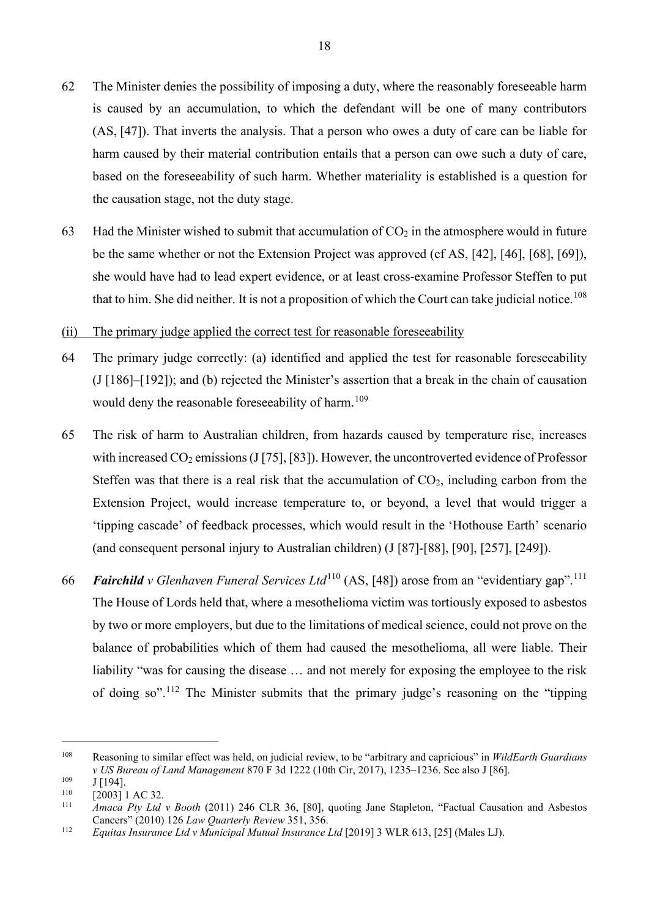62 The Minister denies the possibility of imposing a duty, where the reasonably foreseeable harm is caused by an accumulation, to which the defendant will be one of many contributors (AS, [47]). That inverts the analysis. That a person who owes a duty of care can be liable for harm caused by their material contribution entails that a person can owe such a duty of care, based on the foreseeability of such harm. Whether materiality is established is a question for the causation stage, not the duty stage.

63 Had the Minister wished to submit that accumulation of $CO_2$ in the atmosphere would in future be the same whether or not the Extension Project was approved (cf AS, [42], [46], [68], [69]), she would have had to lead expert evidence, or at least cross-examine Professor Steffen to put that to him. She did neither. It is not a proposition of which the Court can take judicial notice.[108]

<u>(ii) The primary judge applied the correct test for reasonable foreseeability</u>

64 The primary judge correctly: (a) identified and applied the test for reasonable foreseeability (J [186]–[192]); and (b) rejected the Minister's assertion that a break in the chain of causation would deny the reasonable foreseeability of harm.[109]

65 The risk of harm to Australian children, from hazards caused by temperature rise, increases with increased $CO_2$ emissions (J [75], [83]). However, the uncontroverted evidence of Professor Steffen was that there is a real risk that the accumulation of $CO_2$, including carbon from the Extension Project, would increase temperature to, or beyond, a level that would trigger a 'tipping cascade' of feedback processes, which would result in the 'Hothouse Earth' scenario (and consequent personal injury to Australian children) (J [87]-[88], [90], [257], [249]).

66 ***Fairchild*** *v Glenhaven Funeral Services Ltd*[110] (AS, [48]) arose from an "evidentiary gap".[111] The House of Lords held that, where a mesothelioma victim was tortiously exposed to asbestos by two or more employers, but due to the limitations of medical science, could not prove on the balance of probabilities which of them had caused the mesothelioma, all were liable. Their liability "was for causing the disease … and not merely for exposing the employee to the risk of doing so".[112] The Minister submits that the primary judge's reasoning on the "tipping

---

108 Reasoning to similar effect was held, on judicial review, to be "arbitrary and capricious" in *WildEarth Guardians v US Bureau of Land Management* 870 F 3d 1222 (10th Cir, 2017), 1235–1236. See also J [86].

109 J [194].

110 [2003] 1 AC 32.

111 *Amaca Pty Ltd v Booth* (2011) 246 CLR 36, [80], quoting Jane Stapleton, "Factual Causation and Asbestos Cancers" (2010) 126 *Law Quarterly Review* 351, 356.

112 *Equitas Insurance Ltd v Municipal Mutual Insurance Ltd* [2019] 3 WLR 613, [25] (Males LJ).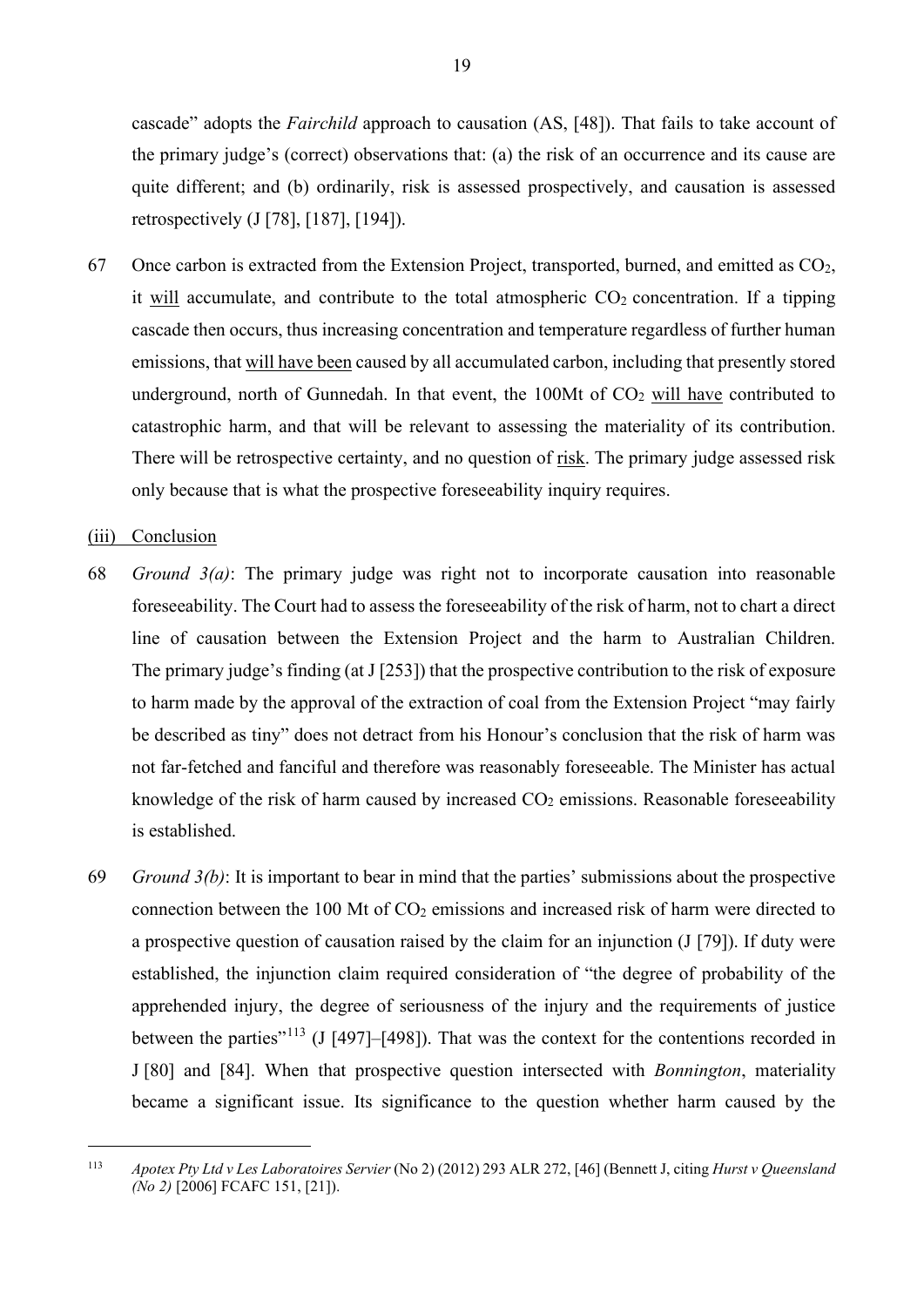cascade" adopts the *Fairchild* approach to causation (AS, [48]). That fails to take account of the primary judge's (correct) observations that: (a) the risk of an occurrence and its cause are quite different; and (b) ordinarily, risk is assessed prospectively, and causation is assessed retrospectively (J [78], [187], [194]).

67 Once carbon is extracted from the Extension Project, transported, burned, and emitted as $CO_2$, it <u>will</u> accumulate, and contribute to the total atmospheric $CO_2$ concentration. If a tipping cascade then occurs, thus increasing concentration and temperature regardless of further human emissions, that <u>will have been</u> caused by all accumulated carbon, including that presently stored underground, north of Gunnedah. In that event, the 100Mt of $CO_2$ <u>will have</u> contributed to catastrophic harm, and that will be relevant to assessing the materiality of its contribution. There will be retrospective certainty, and no question of <u>risk</u>. The primary judge assessed risk only because that is what the prospective foreseeability inquiry requires.

<u>(iii) Conclusion</u>

68 *Ground 3(a)*: The primary judge was right not to incorporate causation into reasonable foreseeability. The Court had to assess the foreseeability of the risk of harm, not to chart a direct line of causation between the Extension Project and the harm to Australian Children. The primary judge's finding (at J [253]) that the prospective contribution to the risk of exposure to harm made by the approval of the extraction of coal from the Extension Project "may fairly be described as tiny" does not detract from his Honour's conclusion that the risk of harm was not far-fetched and fanciful and therefore was reasonably foreseeable. The Minister has actual knowledge of the risk of harm caused by increased $CO_2$ emissions. Reasonable foreseeability is established.

69 *Ground 3(b)*: It is important to bear in mind that the parties' submissions about the prospective connection between the 100 Mt of $CO_2$ emissions and increased risk of harm were directed to a prospective question of causation raised by the claim for an injunction (J [79]). If duty were established, the injunction claim required consideration of "the degree of probability of the apprehended injury, the degree of seriousness of the injury and the requirements of justice between the parties"[113] (J [497]–[498]). That was the context for the contentions recorded in J [80] and [84]. When that prospective question intersected with *Bonnington*, materiality became a significant issue. Its significance to the question whether harm caused by the

---

[113] *Apotex Pty Ltd v Les Laboratoires Servier* (No 2) (2012) 293 ALR 272, [46] (Bennett J, citing *Hurst v Queensland (No 2)* [2006] FCAFC 151, [21]).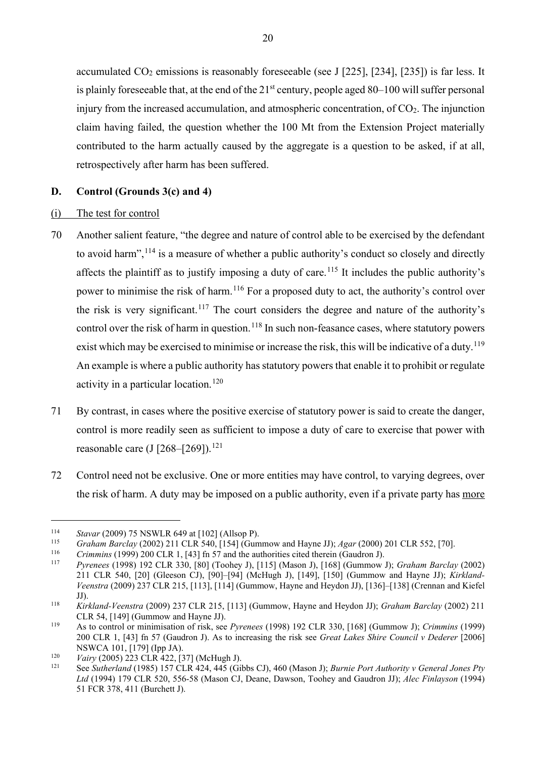accumulated $CO_2$ emissions is reasonably foreseeable (see J [225], [234], [235]) is far less. It is plainly foreseeable that, at the end of the 21st century, people aged 80–100 will suffer personal injury from the increased accumulation, and atmospheric concentration, of $CO_2$. The injunction claim having failed, the question whether the 100 Mt from the Extension Project materially contributed to the harm actually caused by the aggregate is a question to be asked, if at all, retrospectively after harm has been suffered.

## D. Control (Grounds 3(c) and 4)

### (i) The test for control

70 Another salient feature, "the degree and nature of control able to be exercised by the defendant to avoid harm",[114] is a measure of whether a public authority's conduct so closely and directly affects the plaintiff as to justify imposing a duty of care.[115] It includes the public authority's power to minimise the risk of harm.[116] For a proposed duty to act, the authority's control over the risk is very significant.[117] The court considers the degree and nature of the authority's control over the risk of harm in question.[118] In such non-feasance cases, where statutory powers exist which may be exercised to minimise or increase the risk, this will be indicative of a duty.[119] An example is where a public authority has statutory powers that enable it to prohibit or regulate activity in a particular location.[120]

71 By contrast, in cases where the positive exercise of statutory power is said to create the danger, control is more readily seen as sufficient to impose a duty of care to exercise that power with reasonable care (J [268–[269]).[121]

72 Control need not be exclusive. One or more entities may have control, to varying degrees, over the risk of harm. A duty may be imposed on a public authority, even if a private party has more

---

[114] *Stavar* (2009) 75 NSWLR 649 at [102] (Allsop P).

[115] *Graham Barclay* (2002) 211 CLR 540, [154] (Gummow and Hayne JJ); *Agar* (2000) 201 CLR 552, [70].

[116] *Crimmins* (1999) 200 CLR 1, [43] fn 57 and the authorities cited therein (Gaudron J).

[117] *Pyrenees* (1998) 192 CLR 330, [80] (Toohey J), [115] (Mason J), [168] (Gummow J); *Graham Barclay* (2002) 211 CLR 540, [20] (Gleeson CJ), [90]–[94] (McHugh J), [149], [150] (Gummow and Hayne JJ); *Kirkland-Veenstra* (2009) 237 CLR 215, [113], [114] (Gummow, Hayne and Heydon JJ), [136]–[138] (Crennan and Kiefel JJ).

[118] *Kirkland-Veenstra* (2009) 237 CLR 215, [113] (Gummow, Hayne and Heydon JJ); *Graham Barclay* (2002) 211 CLR 54, [149] (Gummow and Hayne JJ).

[119] As to control or minimisation of risk, see *Pyrenees* (1998) 192 CLR 330, [168] (Gummow J); *Crimmins* (1999) 200 CLR 1, [43] fn 57 (Gaudron J). As to increasing the risk see *Great Lakes Shire Council v Dederer* [2006] NSWCA 101, [179] (Ipp JA).

[120] *Vairy* (2005) 223 CLR 422, [37] (McHugh J).

[121] See *Sutherland* (1985) 157 CLR 424, 445 (Gibbs CJ), 460 (Mason J); *Burnie Port Authority v General Jones Pty Ltd* (1994) 179 CLR 520, 556-58 (Mason CJ, Deane, Dawson, Toohey and Gaudron JJ); *Alec Finlayson* (1994) 51 FCR 378, 411 (Burchett J).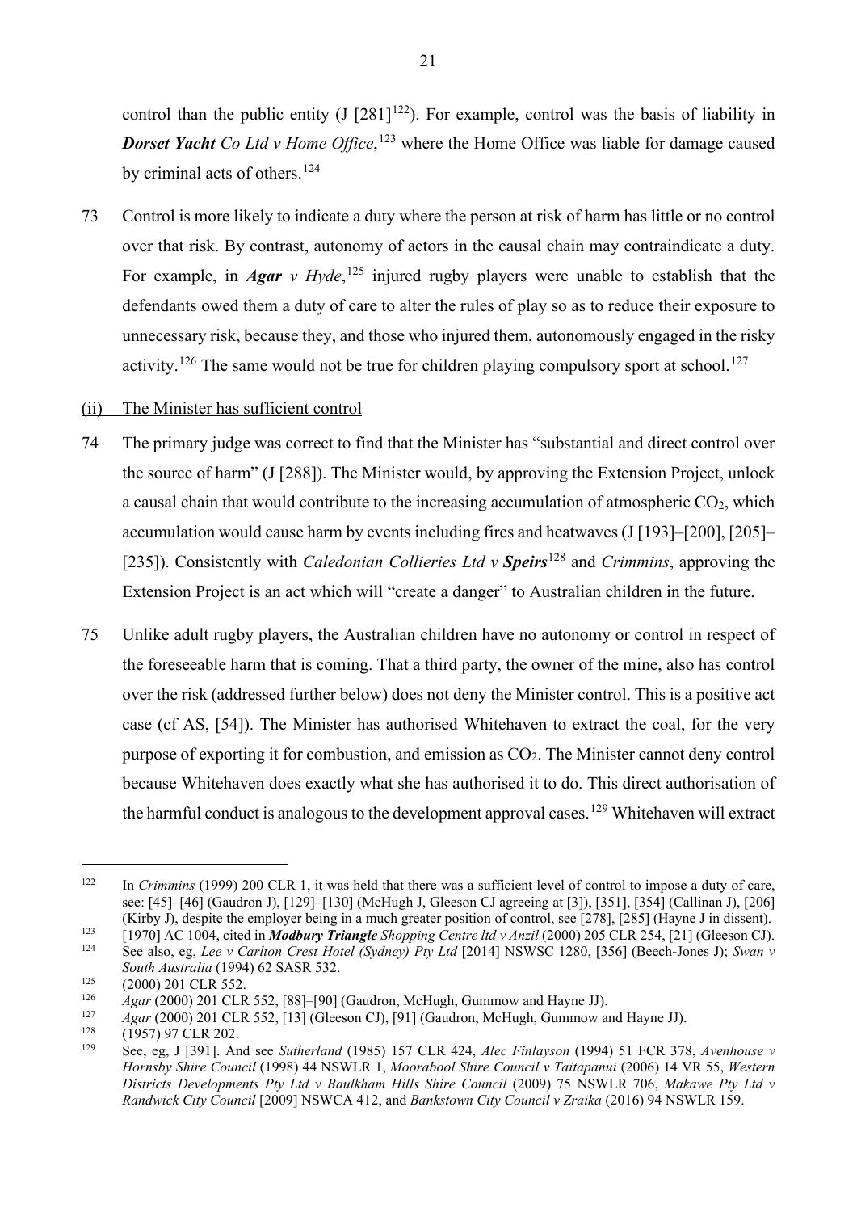control than the public entity (J [281][122]). For example, control was the basis of liability in ***Dorset Yacht*** *Co Ltd v Home Office*,[123] where the Home Office was liable for damage caused by criminal acts of others.[124]

73 Control is more likely to indicate a duty where the person at risk of harm has little or no control over that risk. By contrast, autonomy of actors in the causal chain may contraindicate a duty. For example, in ***Agar*** *v Hyde*,[125] injured rugby players were unable to establish that the defendants owed them a duty of care to alter the rules of play so as to reduce their exposure to unnecessary risk, because they, and those who injured them, autonomously engaged in the risky activity.[126] The same would not be true for children playing compulsory sport at school.[127]

(ii) <u>The Minister has sufficient control</u>

74 The primary judge was correct to find that the Minister has "substantial and direct control over the source of harm" (J [288]). The Minister would, by approving the Extension Project, unlock a causal chain that would contribute to the increasing accumulation of atmospheric $CO_2$, which accumulation would cause harm by events including fires and heatwaves (J [193]–[200], [205]–[235]). Consistently with *Caledonian Collieries Ltd v* ***Speirs***[128] and *Crimmins*, approving the Extension Project is an act which will "create a danger" to Australian children in the future.

75 Unlike adult rugby players, the Australian children have no autonomy or control in respect of the foreseeable harm that is coming. That a third party, the owner of the mine, also has control over the risk (addressed further below) does not deny the Minister control. This is a positive act case (cf AS, [54]). The Minister has authorised Whitehaven to extract the coal, for the very purpose of exporting it for combustion, and emission as $CO_2$. The Minister cannot deny control because Whitehaven does exactly what she has authorised it to do. This direct authorisation of the harmful conduct is analogous to the development approval cases.[129] Whitehaven will extract

---

[122] In *Crimmins* (1999) 200 CLR 1, it was held that there was a sufficient level of control to impose a duty of care, see: [45]–[46] (Gaudron J), [129]–[130] (McHugh J, Gleeson CJ agreeing at [3]), [351], [354] (Callinan J), [206] (Kirby J), despite the employer being in a much greater position of control, see [278], [285] (Hayne J in dissent).

[123] [1970] AC 1004, cited in ***Modbury Triangle*** *Shopping Centre ltd v Anzil* (2000) 205 CLR 254, [21] (Gleeson CJ).

[124] See also, eg, *Lee v Carlton Crest Hotel (Sydney) Pty Ltd* [2014] NSWSC 1280, [356] (Beech-Jones J); *Swan v South Australia* (1994) 62 SASR 532.

[125] (2000) 201 CLR 552.

[126] *Agar* (2000) 201 CLR 552, [88]–[90] (Gaudron, McHugh, Gummow and Hayne JJ).

[127] *Agar* (2000) 201 CLR 552, [13] (Gleeson CJ), [91] (Gaudron, McHugh, Gummow and Hayne JJ).

[128] (1957) 97 CLR 202.

[129] See, eg, J [391]. And see *Sutherland* (1985) 157 CLR 424, *Alec Finlayson* (1994) 51 FCR 378, *Avenhouse v Hornsby Shire Council* (1998) 44 NSWLR 1, *Moorabool Shire Council v Taitapanui* (2006) 14 VR 55, *Western Districts Developments Pty Ltd v Baulkham Hills Shire Council* (2009) 75 NSWLR 706, *Makawe Pty Ltd v Randwick City Council* [2009] NSWCA 412, and *Bankstown City Council v Zraika* (2016) 94 NSWLR 159.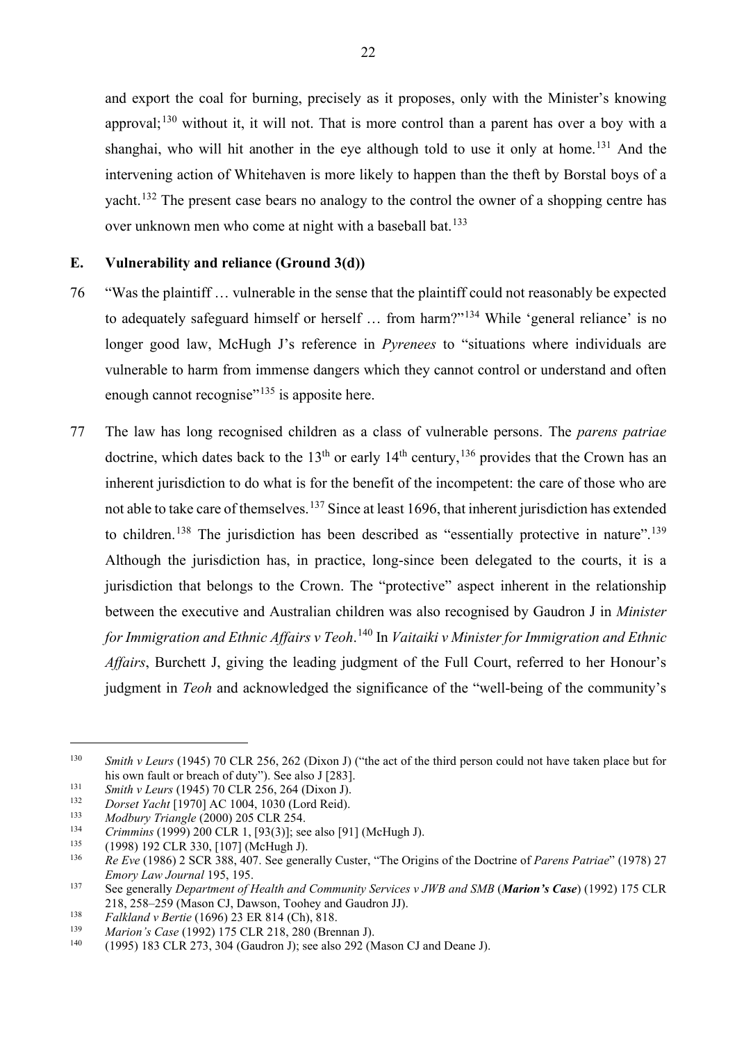and export the coal for burning, precisely as it proposes, only with the Minister's knowing approval;[130] without it, it will not. That is more control than a parent has over a boy with a shanghai, who will hit another in the eye although told to use it only at home.[131] And the intervening action of Whitehaven is more likely to happen than the theft by Borstal boys of a yacht.[132] The present case bears no analogy to the control the owner of a shopping centre has over unknown men who come at night with a baseball bat.[133]

## E. Vulnerability and reliance (Ground 3(d))

76 "Was the plaintiff … vulnerable in the sense that the plaintiff could not reasonably be expected to adequately safeguard himself or herself … from harm?"[134] While 'general reliance' is no longer good law, McHugh J's reference in *Pyrenees* to "situations where individuals are vulnerable to harm from immense dangers which they cannot control or understand and often enough cannot recognise"[135] is apposite here.

77 The law has long recognised children as a class of vulnerable persons. The *parens patriae* doctrine, which dates back to the 13th or early 14th century,[136] provides that the Crown has an inherent jurisdiction to do what is for the benefit of the incompetent: the care of those who are not able to take care of themselves.[137] Since at least 1696, that inherent jurisdiction has extended to children.[138] The jurisdiction has been described as "essentially protective in nature".[139] Although the jurisdiction has, in practice, long-since been delegated to the courts, it is a jurisdiction that belongs to the Crown. The "protective" aspect inherent in the relationship between the executive and Australian children was also recognised by Gaudron J in *Minister for Immigration and Ethnic Affairs v Teoh*.[140] In *Vaitaiki v Minister for Immigration and Ethnic Affairs*, Burchett J, giving the leading judgment of the Full Court, referred to her Honour's judgment in *Teoh* and acknowledged the significance of the "well-being of the community's

---

130 *Smith v Leurs* (1945) 70 CLR 256, 262 (Dixon J) ("the act of the third person could not have taken place but for his own fault or breach of duty"). See also J [283].

131 *Smith v Leurs* (1945) 70 CLR 256, 264 (Dixon J).

132 *Dorset Yacht* [1970] AC 1004, 1030 (Lord Reid).

133 *Modbury Triangle* (2000) 205 CLR 254.

134 *Crimmins* (1999) 200 CLR 1, [93(3)]; see also [91] (McHugh J).

135 (1998) 192 CLR 330, [107] (McHugh J).

136 *Re Eve* (1986) 2 SCR 388, 407. See generally Custer, "The Origins of the Doctrine of *Parens Patriae*" (1978) 27 *Emory Law Journal* 195, 195.

137 See generally *Department of Health and Community Services v JWB and SMB* (***Marion's Case***) (1992) 175 CLR 218, 258–259 (Mason CJ, Dawson, Toohey and Gaudron JJ).

138 *Falkland v Bertie* (1696) 23 ER 814 (Ch), 818.

139 *Marion's Case* (1992) 175 CLR 218, 280 (Brennan J).

140 (1995) 183 CLR 273, 304 (Gaudron J); see also 292 (Mason CJ and Deane J).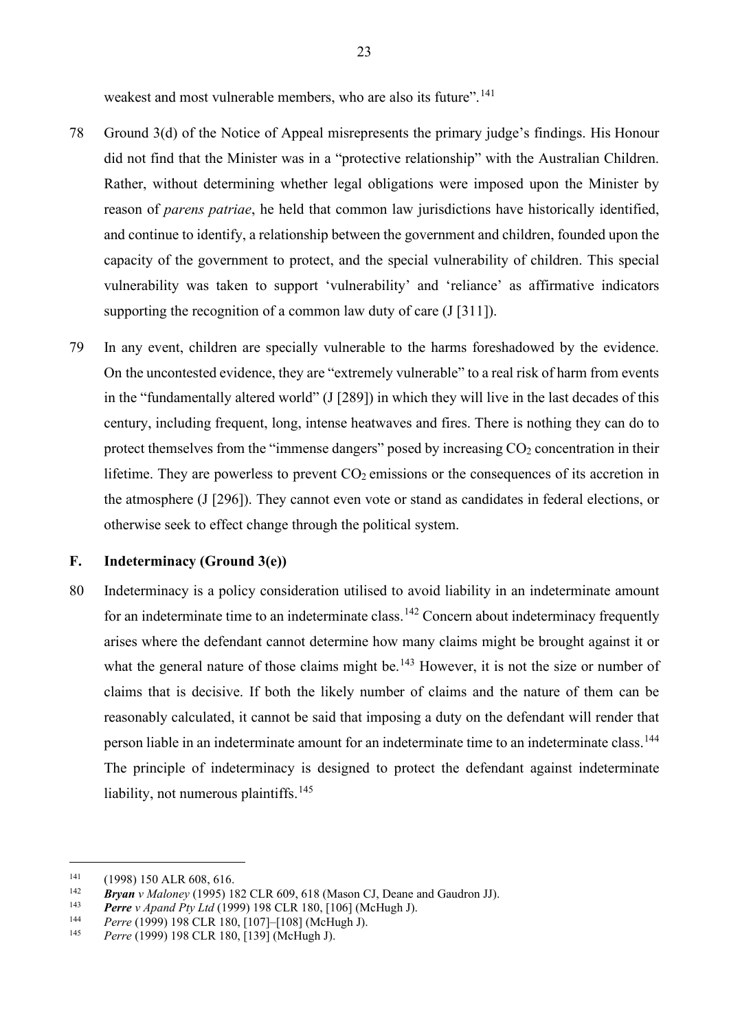weakest and most vulnerable members, who are also its future".[141]

78 Ground 3(d) of the Notice of Appeal misrepresents the primary judge's findings. His Honour did not find that the Minister was in a "protective relationship" with the Australian Children. Rather, without determining whether legal obligations were imposed upon the Minister by reason of *parens patriae*, he held that common law jurisdictions have historically identified, and continue to identify, a relationship between the government and children, founded upon the capacity of the government to protect, and the special vulnerability of children. This special vulnerability was taken to support 'vulnerability' and 'reliance' as affirmative indicators supporting the recognition of a common law duty of care (J [311]).

79 In any event, children are specially vulnerable to the harms foreshadowed by the evidence. On the uncontested evidence, they are "extremely vulnerable" to a real risk of harm from events in the "fundamentally altered world" (J [289]) in which they will live in the last decades of this century, including frequent, long, intense heatwaves and fires. There is nothing they can do to protect themselves from the "immense dangers" posed by increasing $CO_2$ concentration in their lifetime. They are powerless to prevent $CO_2$ emissions or the consequences of its accretion in the atmosphere (J [296]). They cannot even vote or stand as candidates in federal elections, or otherwise seek to effect change through the political system.

## F. Indeterminacy (Ground 3(e))

80 Indeterminacy is a policy consideration utilised to avoid liability in an indeterminate amount for an indeterminate time to an indeterminate class.[142] Concern about indeterminacy frequently arises where the defendant cannot determine how many claims might be brought against it or what the general nature of those claims might be.[143] However, it is not the size or number of claims that is decisive. If both the likely number of claims and the nature of them can be reasonably calculated, it cannot be said that imposing a duty on the defendant will render that person liable in an indeterminate amount for an indeterminate time to an indeterminate class.[144] The principle of indeterminacy is designed to protect the defendant against indeterminate liability, not numerous plaintiffs.[145]

---

[141] (1998) 150 ALR 608, 616.

[142] ***Bryan** v Maloney* (1995) 182 CLR 609, 618 (Mason CJ, Deane and Gaudron JJ).

[143] ***Perre** v Apand Pty Ltd* (1999) 198 CLR 180, [106] (McHugh J).

[144] *Perre* (1999) 198 CLR 180, [107]–[108] (McHugh J).

[145] *Perre* (1999) 198 CLR 180, [139] (McHugh J).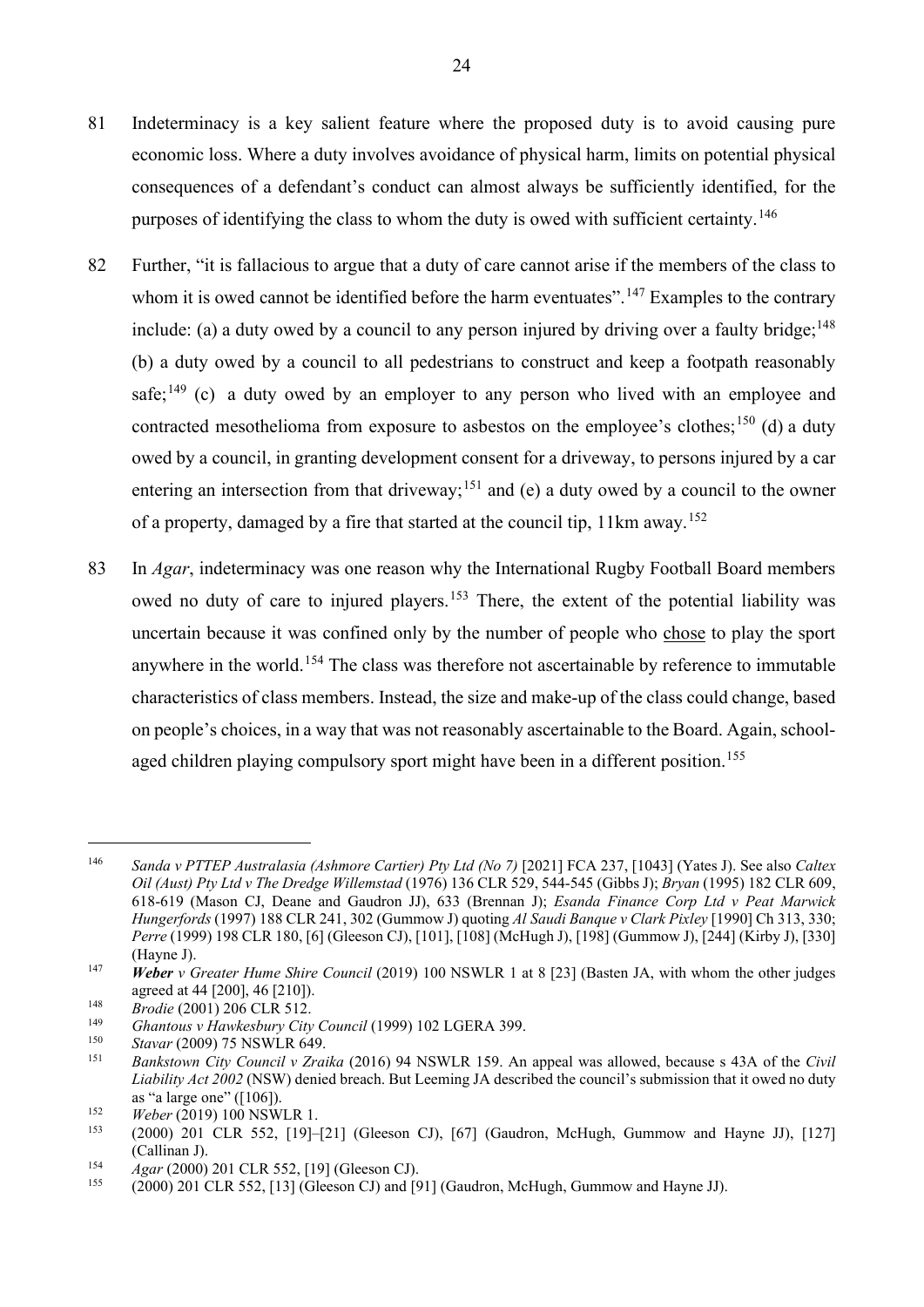81 Indeterminacy is a key salient feature where the proposed duty is to avoid causing pure economic loss. Where a duty involves avoidance of physical harm, limits on potential physical consequences of a defendant's conduct can almost always be sufficiently identified, for the purposes of identifying the class to whom the duty is owed with sufficient certainty.[146]

82 Further, "it is fallacious to argue that a duty of care cannot arise if the members of the class to whom it is owed cannot be identified before the harm eventuates".[147] Examples to the contrary include: (a) a duty owed by a council to any person injured by driving over a faulty bridge;[148] (b) a duty owed by a council to all pedestrians to construct and keep a footpath reasonably safe;[149] (c) a duty owed by an employer to any person who lived with an employee and contracted mesothelioma from exposure to asbestos on the employee's clothes;[150] (d) a duty owed by a council, in granting development consent for a driveway, to persons injured by a car entering an intersection from that driveway;[151] and (e) a duty owed by a council to the owner of a property, damaged by a fire that started at the council tip, 11km away.[152]

83 In *Agar*, indeterminacy was one reason why the International Rugby Football Board members owed no duty of care to injured players.[153] There, the extent of the potential liability was uncertain because it was confined only by the number of people who <u>chose</u> to play the sport anywhere in the world.[154] The class was therefore not ascertainable by reference to immutable characteristics of class members. Instead, the size and make-up of the class could change, based on people's choices, in a way that was not reasonably ascertainable to the Board. Again, school-aged children playing compulsory sport might have been in a different position.[155]

---

[146] *Sanda v PTTEP Australasia (Ashmore Cartier) Pty Ltd (No 7)* [2021] FCA 237, [1043] (Yates J). See also *Caltex Oil (Aust) Pty Ltd v The Dredge Willemstad* (1976) 136 CLR 529, 544-545 (Gibbs J); *Bryan* (1995) 182 CLR 609, 618-619 (Mason CJ, Deane and Gaudron JJ), 633 (Brennan J); *Esanda Finance Corp Ltd v Peat Marwick Hungerfords* (1997) 188 CLR 241, 302 (Gummow J) quoting *Al Saudi Banque v Clark Pixley* [1990] Ch 313, 330; *Perre* (1999) 198 CLR 180, [6] (Gleeson CJ), [101], [108] (McHugh J), [198] (Gummow J), [244] (Kirby J), [330] (Hayne J).

[147] ***Weber** v Greater Hume Shire Council* (2019) 100 NSWLR 1 at 8 [23] (Basten JA, with whom the other judges agreed at 44 [200], 46 [210]).

[148] *Brodie* (2001) 206 CLR 512.

[149] *Ghantous v Hawkesbury City Council* (1999) 102 LGERA 399.

[150] *Stavar* (2009) 75 NSWLR 649.

[151] *Bankstown City Council v Zraika* (2016) 94 NSWLR 159. An appeal was allowed, because s 43A of the *Civil Liability Act 2002* (NSW) denied breach. But Leeming JA described the council's submission that it owed no duty as "a large one" ([106]).

[152] *Weber* (2019) 100 NSWLR 1.

[153] (2000) 201 CLR 552, [19]–[21] (Gleeson CJ), [67] (Gaudron, McHugh, Gummow and Hayne JJ), [127] (Callinan J).

[154] *Agar* (2000) 201 CLR 552, [19] (Gleeson CJ).

[155] (2000) 201 CLR 552, [13] (Gleeson CJ) and [91] (Gaudron, McHugh, Gummow and Hayne JJ).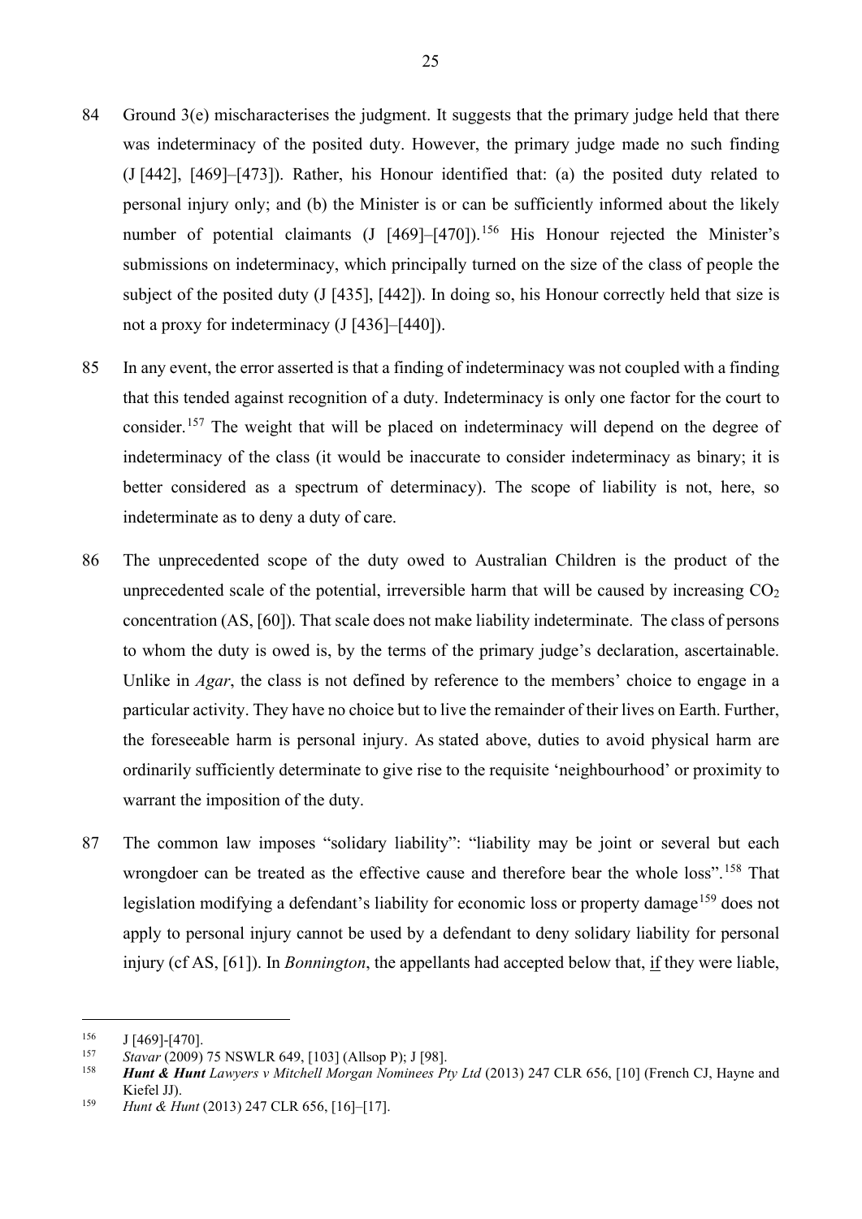84 Ground 3(e) mischaracterises the judgment. It suggests that the primary judge held that there was indeterminacy of the posited duty. However, the primary judge made no such finding (J [442], [469]–[473]). Rather, his Honour identified that: (a) the posited duty related to personal injury only; and (b) the Minister is or can be sufficiently informed about the likely number of potential claimants (J [469]–[470]).[156] His Honour rejected the Minister's submissions on indeterminacy, which principally turned on the size of the class of people the subject of the posited duty (J [435], [442]). In doing so, his Honour correctly held that size is not a proxy for indeterminacy (J [436]–[440]).

85 In any event, the error asserted is that a finding of indeterminacy was not coupled with a finding that this tended against recognition of a duty. Indeterminacy is only one factor for the court to consider.[157] The weight that will be placed on indeterminacy will depend on the degree of indeterminacy of the class (it would be inaccurate to consider indeterminacy as binary; it is better considered as a spectrum of determinacy). The scope of liability is not, here, so indeterminate as to deny a duty of care.

86 The unprecedented scope of the duty owed to Australian Children is the product of the unprecedented scale of the potential, irreversible harm that will be caused by increasing $CO_2$ concentration (AS, [60]). That scale does not make liability indeterminate. The class of persons to whom the duty is owed is, by the terms of the primary judge's declaration, ascertainable. Unlike in *Agar*, the class is not defined by reference to the members' choice to engage in a particular activity. They have no choice but to live the remainder of their lives on Earth. Further, the foreseeable harm is personal injury. As stated above, duties to avoid physical harm are ordinarily sufficiently determinate to give rise to the requisite 'neighbourhood' or proximity to warrant the imposition of the duty.

87 The common law imposes "solidary liability": "liability may be joint or several but each wrongdoer can be treated as the effective cause and therefore bear the whole loss".[158] That legislation modifying a defendant's liability for economic loss or property damage[159] does not apply to personal injury cannot be used by a defendant to deny solidary liability for personal injury (cf AS, [61]). In *Bonnington*, the appellants had accepted below that, <u>if</u> they were liable,

---

[156] J [469]-[470].

[157] *Stavar* (2009) 75 NSWLR 649, [103] (Allsop P); J [98].

[158] ***Hunt & Hunt*** *Lawyers v Mitchell Morgan Nominees Pty Ltd* (2013) 247 CLR 656, [10] (French CJ, Hayne and Kiefel JJ).

[159] *Hunt & Hunt* (2013) 247 CLR 656, [16]–[17].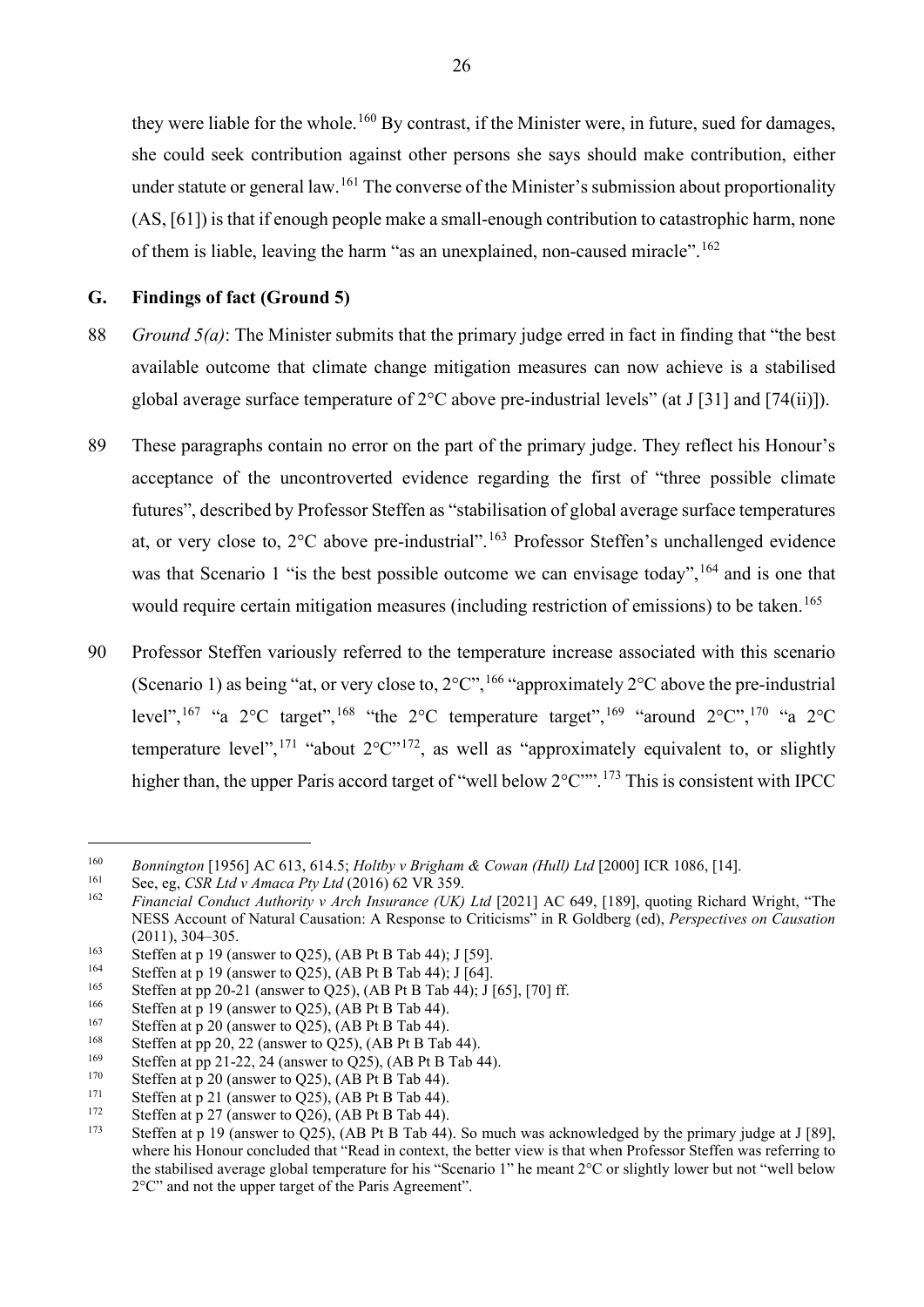they were liable for the whole.[160] By contrast, if the Minister were, in future, sued for damages, she could seek contribution against other persons she says should make contribution, either under statute or general law.[161] The converse of the Minister's submission about proportionality (AS, [61]) is that if enough people make a small-enough contribution to catastrophic harm, none of them is liable, leaving the harm "as an unexplained, non-caused miracle".[162]

## G. Findings of fact (Ground 5)

88 *Ground 5(a)*: The Minister submits that the primary judge erred in fact in finding that "the best available outcome that climate change mitigation measures can now achieve is a stabilised global average surface temperature of 2°C above pre-industrial levels" (at J [31] and [74(ii)]).

89 These paragraphs contain no error on the part of the primary judge. They reflect his Honour's acceptance of the uncontroverted evidence regarding the first of "three possible climate futures", described by Professor Steffen as "stabilisation of global average surface temperatures at, or very close to, 2°C above pre-industrial".[163] Professor Steffen's unchallenged evidence was that Scenario 1 "is the best possible outcome we can envisage today",[164] and is one that would require certain mitigation measures (including restriction of emissions) to be taken.[165]

90 Professor Steffen variously referred to the temperature increase associated with this scenario (Scenario 1) as being "at, or very close to, 2°C",[166] "approximately 2°C above the pre-industrial level",[167] "a 2°C target",[168] "the 2°C temperature target",[169] "around 2°C",[170] "a 2°C temperature level",[171] "about 2°C"[172], as well as "approximately equivalent to, or slightly higher than, the upper Paris accord target of "well below 2°C"".[173] This is consistent with IPCC

---

[160] *Bonnington* [1956] AC 613, 614.5; *Holtby v Brigham & Cowan (Hull) Ltd* [2000] ICR 1086, [14].

[161] See, eg, *CSR Ltd v Amaca Pty Ltd* (2016) 62 VR 359.

[162] *Financial Conduct Authority v Arch Insurance (UK) Ltd* [2021] AC 649, [189], quoting Richard Wright, "The NESS Account of Natural Causation: A Response to Criticisms" in R Goldberg (ed), *Perspectives on Causation* (2011), 304–305.

[163] Steffen at p 19 (answer to Q25), (AB Pt B Tab 44); J [59].

[164] Steffen at p 19 (answer to Q25), (AB Pt B Tab 44); J [64].

[165] Steffen at pp 20-21 (answer to Q25), (AB Pt B Tab 44); J [65], [70] ff.

[166] Steffen at p 19 (answer to Q25), (AB Pt B Tab 44).

[167] Steffen at p 20 (answer to Q25), (AB Pt B Tab 44).

[168] Steffen at pp 20, 22 (answer to Q25), (AB Pt B Tab 44).

[169] Steffen at pp 21-22, 24 (answer to Q25), (AB Pt B Tab 44).

[170] Steffen at p 20 (answer to Q25), (AB Pt B Tab 44).

[171] Steffen at p 21 (answer to Q25), (AB Pt B Tab 44).

[172] Steffen at p 27 (answer to Q26), (AB Pt B Tab 44).

[173] Steffen at p 19 (answer to Q25), (AB Pt B Tab 44). So much was acknowledged by the primary judge at J [89], where his Honour concluded that "Read in context, the better view is that when Professor Steffen was referring to the stabilised average global temperature for his "Scenario 1" he meant 2°C or slightly lower but not "well below 2°C" and not the upper target of the Paris Agreement".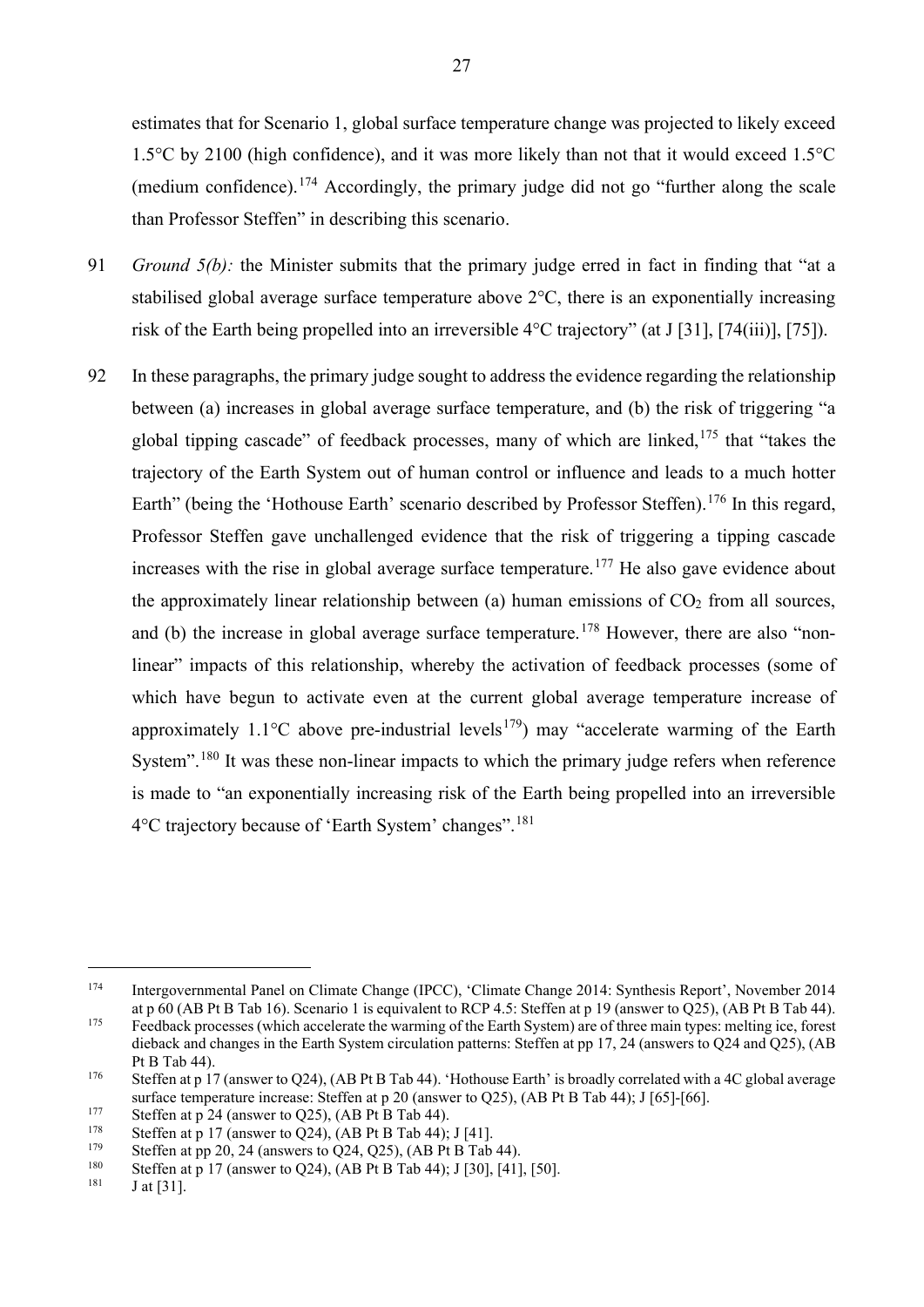estimates that for Scenario 1, global surface temperature change was projected to likely exceed 1.5°C by 2100 (high confidence), and it was more likely than not that it would exceed 1.5°C (medium confidence).[174] Accordingly, the primary judge did not go "further along the scale than Professor Steffen" in describing this scenario.

91 *Ground 5(b):* the Minister submits that the primary judge erred in fact in finding that "at a stabilised global average surface temperature above 2°C, there is an exponentially increasing risk of the Earth being propelled into an irreversible 4°C trajectory" (at J [31], [74(iii)], [75]).

92 In these paragraphs, the primary judge sought to address the evidence regarding the relationship between (a) increases in global average surface temperature, and (b) the risk of triggering "a global tipping cascade" of feedback processes, many of which are linked,[175] that "takes the trajectory of the Earth System out of human control or influence and leads to a much hotter Earth" (being the 'Hothouse Earth' scenario described by Professor Steffen).[176] In this regard, Professor Steffen gave unchallenged evidence that the risk of triggering a tipping cascade increases with the rise in global average surface temperature.[177] He also gave evidence about the approximately linear relationship between (a) human emissions of $CO_2$ from all sources, and (b) the increase in global average surface temperature.[178] However, there are also "non-linear" impacts of this relationship, whereby the activation of feedback processes (some of which have begun to activate even at the current global average temperature increase of approximately 1.1°C above pre-industrial levels[179]) may "accelerate warming of the Earth System".[180] It was these non-linear impacts to which the primary judge refers when reference is made to "an exponentially increasing risk of the Earth being propelled into an irreversible 4°C trajectory because of 'Earth System' changes".[181]

---

[174] Intergovernmental Panel on Climate Change (IPCC), 'Climate Change 2014: Synthesis Report', November 2014 at p 60 (AB Pt B Tab 16). Scenario 1 is equivalent to RCP 4.5: Steffen at p 19 (answer to Q25), (AB Pt B Tab 44).

[175] Feedback processes (which accelerate the warming of the Earth System) are of three main types: melting ice, forest dieback and changes in the Earth System circulation patterns: Steffen at pp 17, 24 (answers to Q24 and Q25), (AB Pt B Tab 44).

[176] Steffen at p 17 (answer to Q24), (AB Pt B Tab 44). 'Hothouse Earth' is broadly correlated with a 4C global average surface temperature increase: Steffen at p 20 (answer to Q25), (AB Pt B Tab 44); J [65]-[66].

[177] Steffen at p 24 (answer to Q25), (AB Pt B Tab 44).

[178] Steffen at p 17 (answer to Q24), (AB Pt B Tab 44); J [41].

[179] Steffen at pp 20, 24 (answers to Q24, Q25), (AB Pt B Tab 44).

[180] Steffen at p 17 (answer to Q24), (AB Pt B Tab 44); J [30], [41], [50].

[181] J at [31].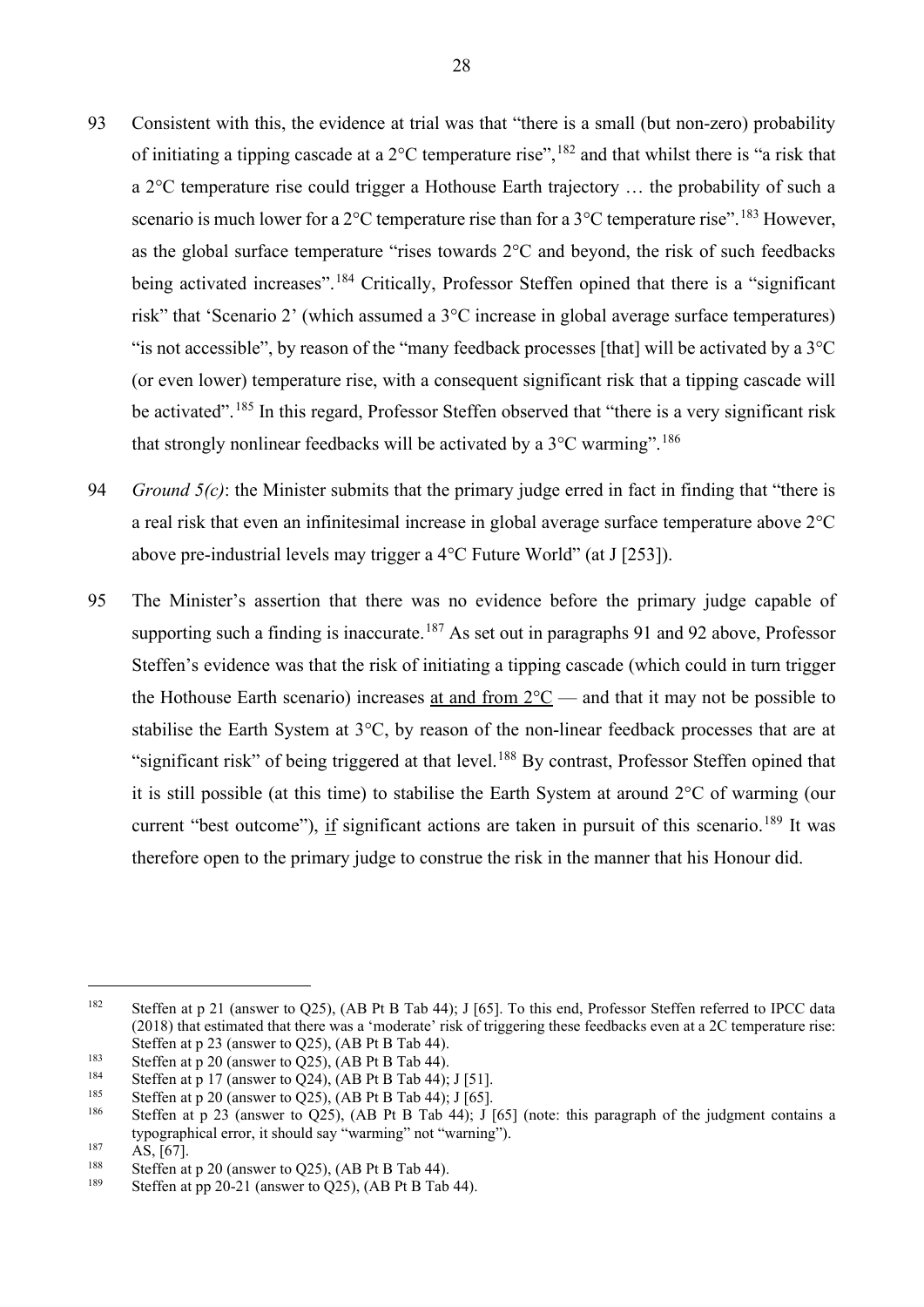93 Consistent with this, the evidence at trial was that "there is a small (but non-zero) probability of initiating a tipping cascade at a 2°C temperature rise",[182] and that whilst there is "a risk that a 2°C temperature rise could trigger a Hothouse Earth trajectory … the probability of such a scenario is much lower for a 2°C temperature rise than for a 3°C temperature rise".[183] However, as the global surface temperature "rises towards 2°C and beyond, the risk of such feedbacks being activated increases".[184] Critically, Professor Steffen opined that there is a "significant risk" that 'Scenario 2' (which assumed a 3°C increase in global average surface temperatures) "is not accessible", by reason of the "many feedback processes [that] will be activated by a 3°C (or even lower) temperature rise, with a consequent significant risk that a tipping cascade will be activated".[185] In this regard, Professor Steffen observed that "there is a very significant risk that strongly nonlinear feedbacks will be activated by a 3°C warming".[186]

94 *Ground 5(c)*: the Minister submits that the primary judge erred in fact in finding that "there is a real risk that even an infinitesimal increase in global average surface temperature above 2°C above pre-industrial levels may trigger a 4°C Future World" (at J [253]).

95 The Minister's assertion that there was no evidence before the primary judge capable of supporting such a finding is inaccurate.[187] As set out in paragraphs 91 and 92 above, Professor Steffen's evidence was that the risk of initiating a tipping cascade (which could in turn trigger the Hothouse Earth scenario) increases <u>at and from 2°C</u> — and that it may not be possible to stabilise the Earth System at 3°C, by reason of the non-linear feedback processes that are at "significant risk" of being triggered at that level.[188] By contrast, Professor Steffen opined that it is still possible (at this time) to stabilise the Earth System at around 2°C of warming (our current "best outcome"), <u>if</u> significant actions are taken in pursuit of this scenario.[189] It was therefore open to the primary judge to construe the risk in the manner that his Honour did.

---

[182] Steffen at p 21 (answer to Q25), (AB Pt B Tab 44); J [65]. To this end, Professor Steffen referred to IPCC data (2018) that estimated that there was a 'moderate' risk of triggering these feedbacks even at a 2C temperature rise: Steffen at p 23 (answer to Q25), (AB Pt B Tab 44).

[183] Steffen at p 20 (answer to Q25), (AB Pt B Tab 44).

[184] Steffen at p 17 (answer to Q24), (AB Pt B Tab 44); J [51].

[185] Steffen at p 20 (answer to Q25), (AB Pt B Tab 44); J [65].

[186] Steffen at p 23 (answer to Q25), (AB Pt B Tab 44); J [65] (note: this paragraph of the judgment contains a typographical error, it should say "warming" not "warning").

[187] AS, [67].

[188] Steffen at p 20 (answer to Q25), (AB Pt B Tab 44).

[189] Steffen at pp 20-21 (answer to Q25), (AB Pt B Tab 44).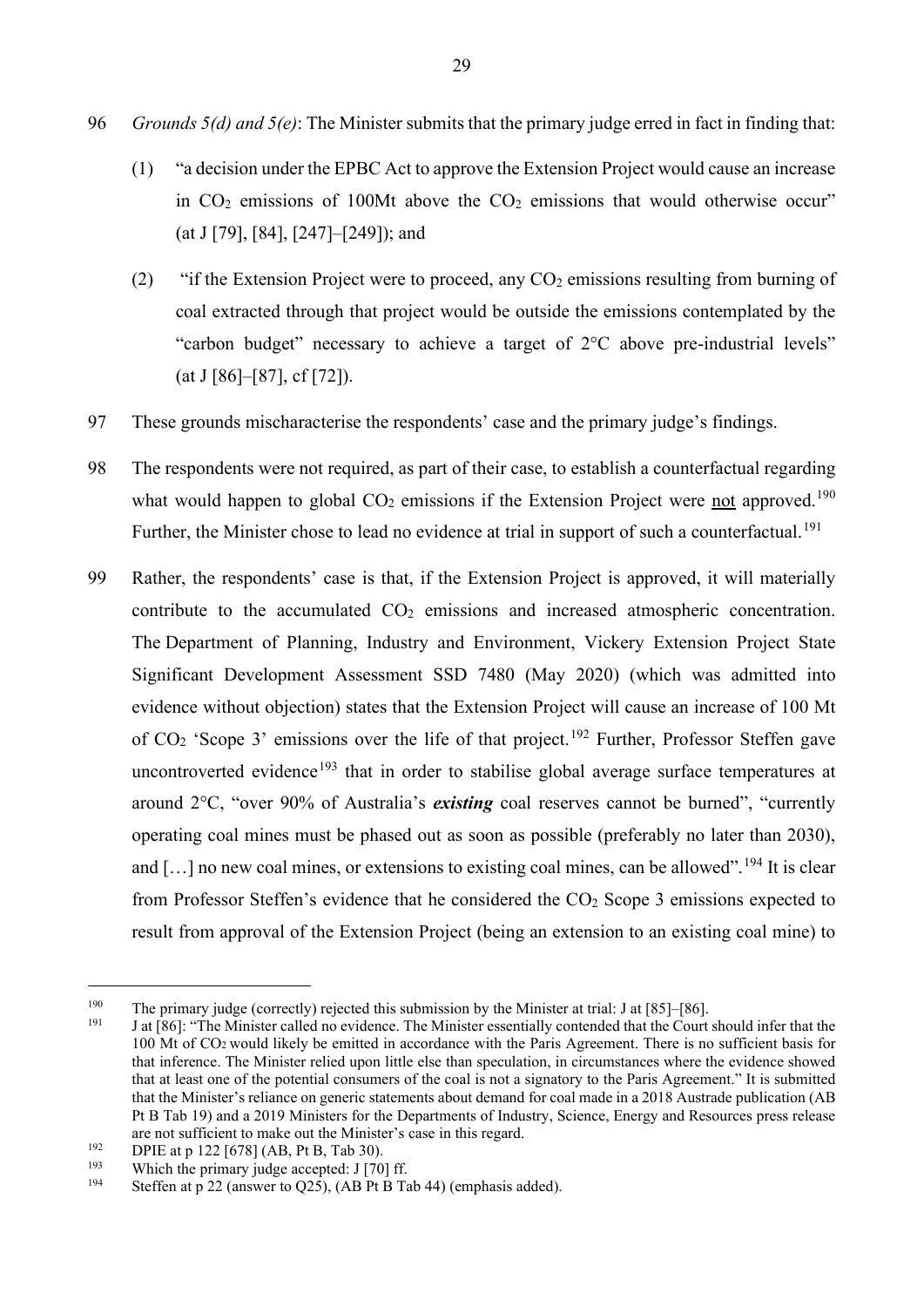96 *Grounds 5(d) and 5(e)*: The Minister submits that the primary judge erred in fact in finding that:

(1) "a decision under the EPBC Act to approve the Extension Project would cause an increase in $CO_2$ emissions of 100Mt above the $CO_2$ emissions that would otherwise occur" (at J [79], [84], [247]–[249]); and

(2) "if the Extension Project were to proceed, any $CO_2$ emissions resulting from burning of coal extracted through that project would be outside the emissions contemplated by the "carbon budget" necessary to achieve a target of 2°C above pre-industrial levels" (at J [86]–[87], cf [72]).

97 These grounds mischaracterise the respondents' case and the primary judge's findings.

98 The respondents were not required, as part of their case, to establish a counterfactual regarding what would happen to global $CO_2$ emissions if the Extension Project were not approved.[190] Further, the Minister chose to lead no evidence at trial in support of such a counterfactual.[191]

99 Rather, the respondents' case is that, if the Extension Project is approved, it will materially contribute to the accumulated $CO_2$ emissions and increased atmospheric concentration. The Department of Planning, Industry and Environment, Vickery Extension Project State Significant Development Assessment SSD 7480 (May 2020) (which was admitted into evidence without objection) states that the Extension Project will cause an increase of 100 Mt of $CO_2$ 'Scope 3' emissions over the life of that project.[192] Further, Professor Steffen gave uncontroverted evidence[193] that in order to stabilise global average surface temperatures at around 2°C, "over 90% of Australia's ***existing*** coal reserves cannot be burned", "currently operating coal mines must be phased out as soon as possible (preferably no later than 2030), and […] no new coal mines, or extensions to existing coal mines, can be allowed".[194] It is clear from Professor Steffen's evidence that he considered the $CO_2$ Scope 3 emissions expected to result from approval of the Extension Project (being an extension to an existing coal mine) to

---

[190] The primary judge (correctly) rejected this submission by the Minister at trial: J at [85]–[86].

[191] J at [86]: "The Minister called no evidence. The Minister essentially contended that the Court should infer that the 100 Mt of $CO_2$ would likely be emitted in accordance with the Paris Agreement. There is no sufficient basis for that inference. The Minister relied upon little else than speculation, in circumstances where the evidence showed that at least one of the potential consumers of the coal is not a signatory to the Paris Agreement." It is submitted that the Minister's reliance on generic statements about demand for coal made in a 2018 Austrade publication (AB Pt B Tab 19) and a 2019 Ministers for the Departments of Industry, Science, Energy and Resources press release are not sufficient to make out the Minister's case in this regard.

[192] DPIE at p 122 [678] (AB, Pt B, Tab 30).

[193] Which the primary judge accepted: J [70] ff.

[194] Steffen at p 22 (answer to Q25), (AB Pt B Tab 44) (emphasis added).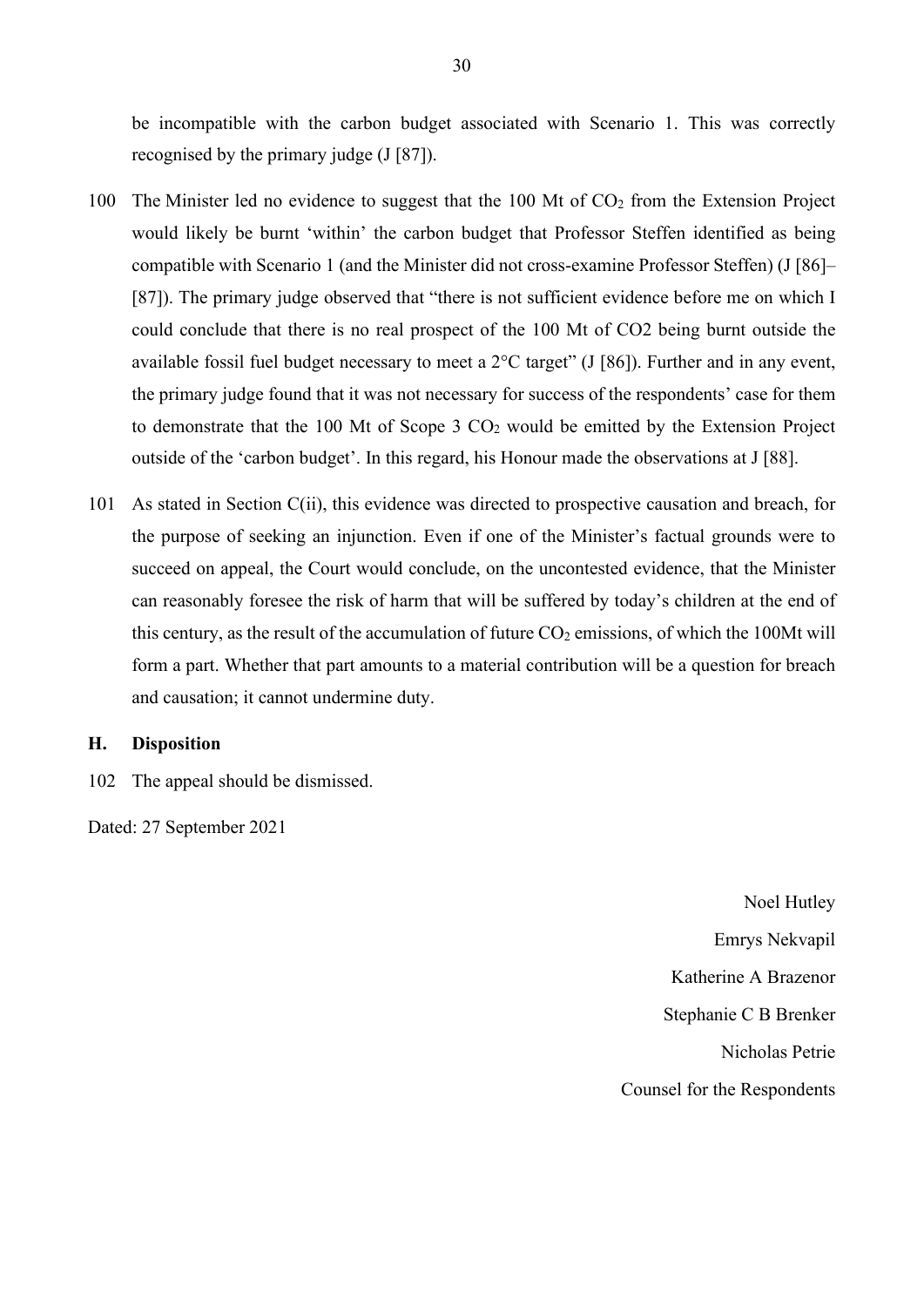be incompatible with the carbon budget associated with Scenario 1. This was correctly recognised by the primary judge (J [87]).

100 The Minister led no evidence to suggest that the 100 Mt of $CO_2$ from the Extension Project would likely be burnt 'within' the carbon budget that Professor Steffen identified as being compatible with Scenario 1 (and the Minister did not cross-examine Professor Steffen) (J [86]–[87]). The primary judge observed that "there is not sufficient evidence before me on which I could conclude that there is no real prospect of the 100 Mt of CO2 being burnt outside the available fossil fuel budget necessary to meet a 2°C target" (J [86]). Further and in any event, the primary judge found that it was not necessary for success of the respondents' case for them to demonstrate that the 100 Mt of Scope 3 $CO_2$ would be emitted by the Extension Project outside of the 'carbon budget'. In this regard, his Honour made the observations at J [88].

101 As stated in Section C(ii), this evidence was directed to prospective causation and breach, for the purpose of seeking an injunction. Even if one of the Minister's factual grounds were to succeed on appeal, the Court would conclude, on the uncontested evidence, that the Minister can reasonably foresee the risk of harm that will be suffered by today's children at the end of this century, as the result of the accumulation of future $CO_2$ emissions, of which the 100Mt will form a part. Whether that part amounts to a material contribution will be a question for breach and causation; it cannot undermine duty.

## H. Disposition

102 The appeal should be dismissed.

Dated: 27 September 2021

Noel Hutley

Emrys Nekvapil

Katherine A Brazenor

Stephanie C B Brenker

Nicholas Petrie

Counsel for the Respondents